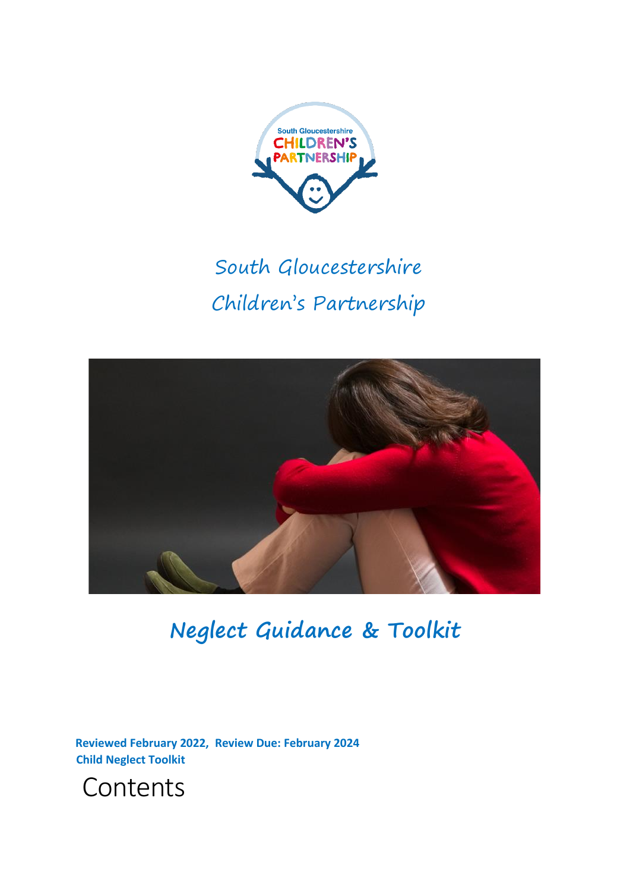# South Gloucestershire Children's Partnership

## Neglect Guidance & Toolkit

**Reviewed February 2022, Review Due: February 2024**
**Child Neglect Toolkit**

# Contents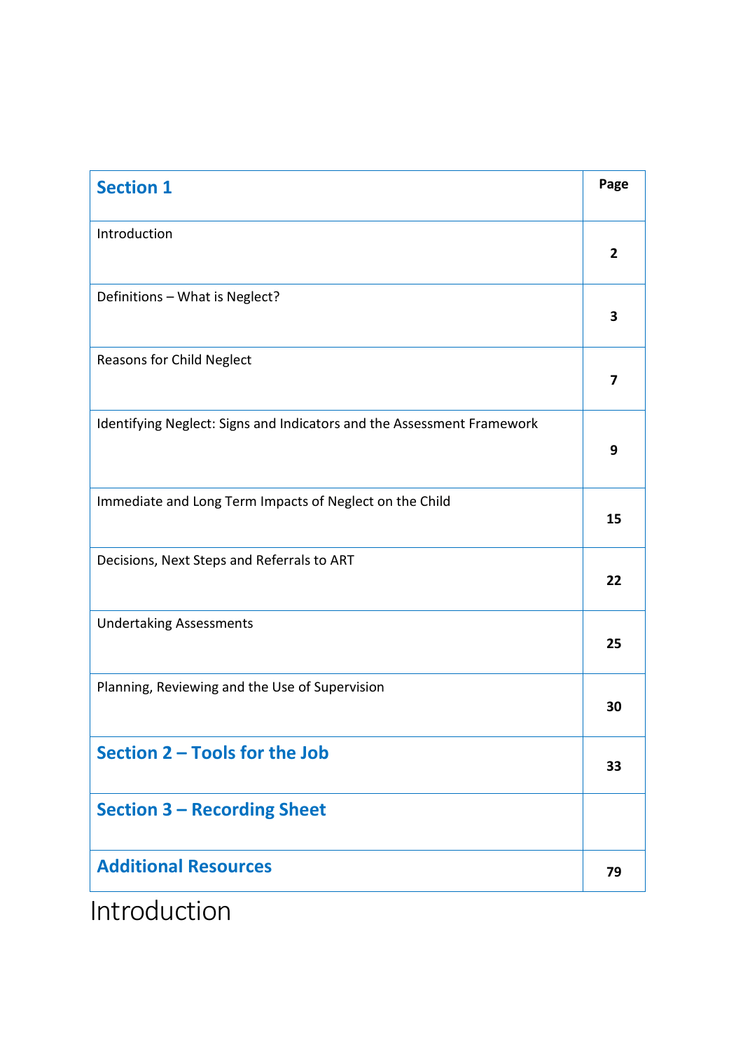| Section 1 | Page |
| --- | --- |
| Introduction | 2 |
| Definitions – What is Neglect? | 3 |
| Reasons for Child Neglect | 7 |
| Identifying Neglect: Signs and Indicators and the Assessment Framework | 9 |
| Immediate and Long Term Impacts of Neglect on the Child | 15 |
| Decisions, Next Steps and Referrals to ART | 22 |
| Undertaking Assessments | 25 |
| Planning, Reviewing and the Use of Supervision | 30 |
| **Section 2 – Tools for the Job** | 33 |
| **Section 3 – Recording Sheet** | |
| **Additional Resources** | 79 |

# Introduction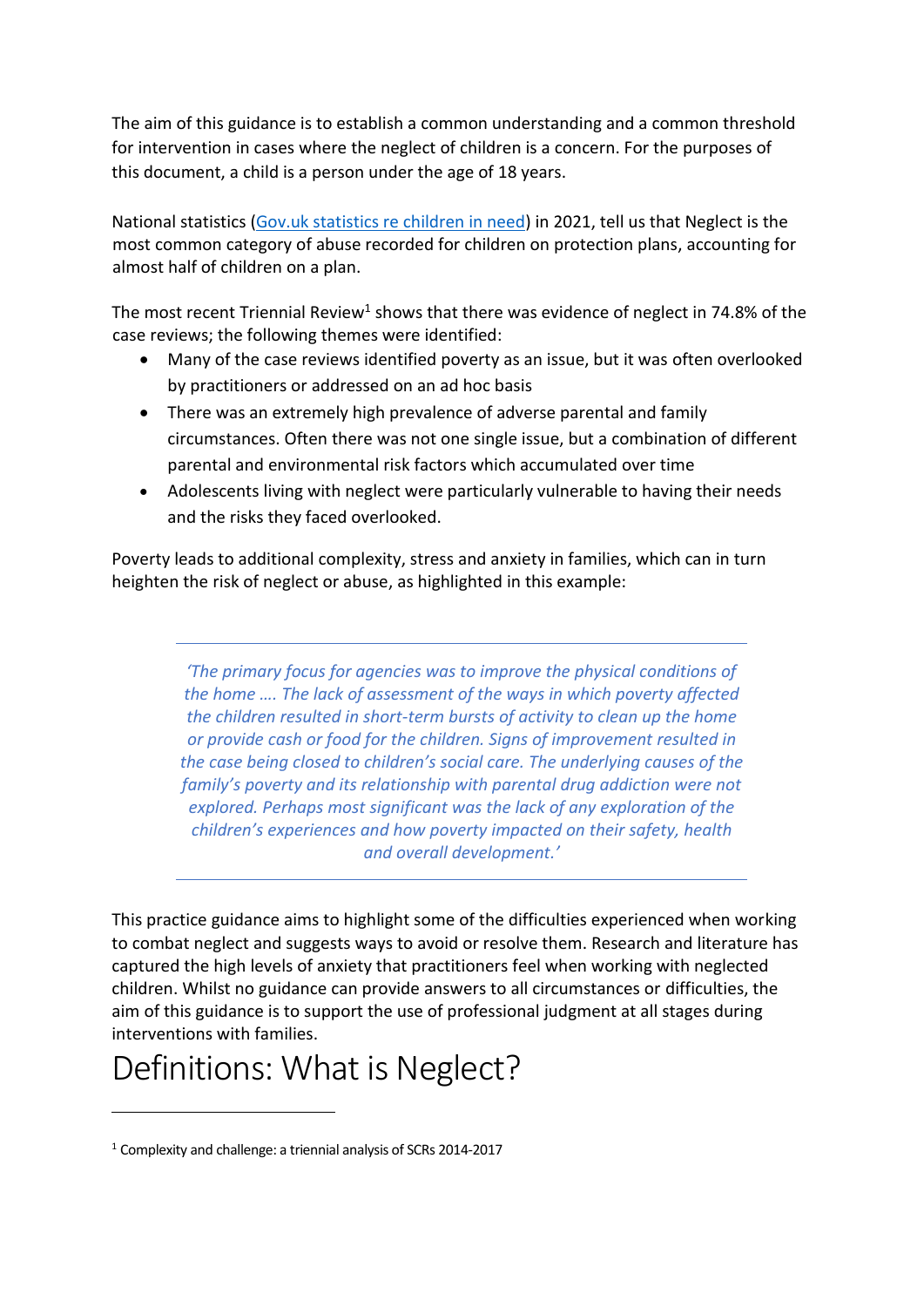The aim of this guidance is to establish a common understanding and a common threshold for intervention in cases where the neglect of children is a concern. For the purposes of this document, a child is a person under the age of 18 years.

National statistics ([Gov.uk statistics re children in need](Gov.uk statistics re children in need)) in 2021, tell us that Neglect is the most common category of abuse recorded for children on protection plans, accounting for almost half of children on a plan.

The most recent Triennial Review[1] shows that there was evidence of neglect in 74.8% of the case reviews; the following themes were identified:

- Many of the case reviews identified poverty as an issue, but it was often overlooked by practitioners or addressed on an ad hoc basis
- There was an extremely high prevalence of adverse parental and family circumstances. Often there was not one single issue, but a combination of different parental and environmental risk factors which accumulated over time
- Adolescents living with neglect were particularly vulnerable to having their needs and the risks they faced overlooked.

Poverty leads to additional complexity, stress and anxiety in families, which can in turn heighten the risk of neglect or abuse, as highlighted in this example:

> *'The primary focus for agencies was to improve the physical conditions of the home …. The lack of assessment of the ways in which poverty affected the children resulted in short-term bursts of activity to clean up the home or provide cash or food for the children. Signs of improvement resulted in the case being closed to children's social care. The underlying causes of the family's poverty and its relationship with parental drug addiction were not explored. Perhaps most significant was the lack of any exploration of the children's experiences and how poverty impacted on their safety, health and overall development.'*

This practice guidance aims to highlight some of the difficulties experienced when working to combat neglect and suggests ways to avoid or resolve them. Research and literature has captured the high levels of anxiety that practitioners feel when working with neglected children. Whilst no guidance can provide answers to all circumstances or difficulties, the aim of this guidance is to support the use of professional judgment at all stages during interventions with families.

# Definitions: What is Neglect?

[1] Complexity and challenge: a triennial analysis of SCRs 2014-2017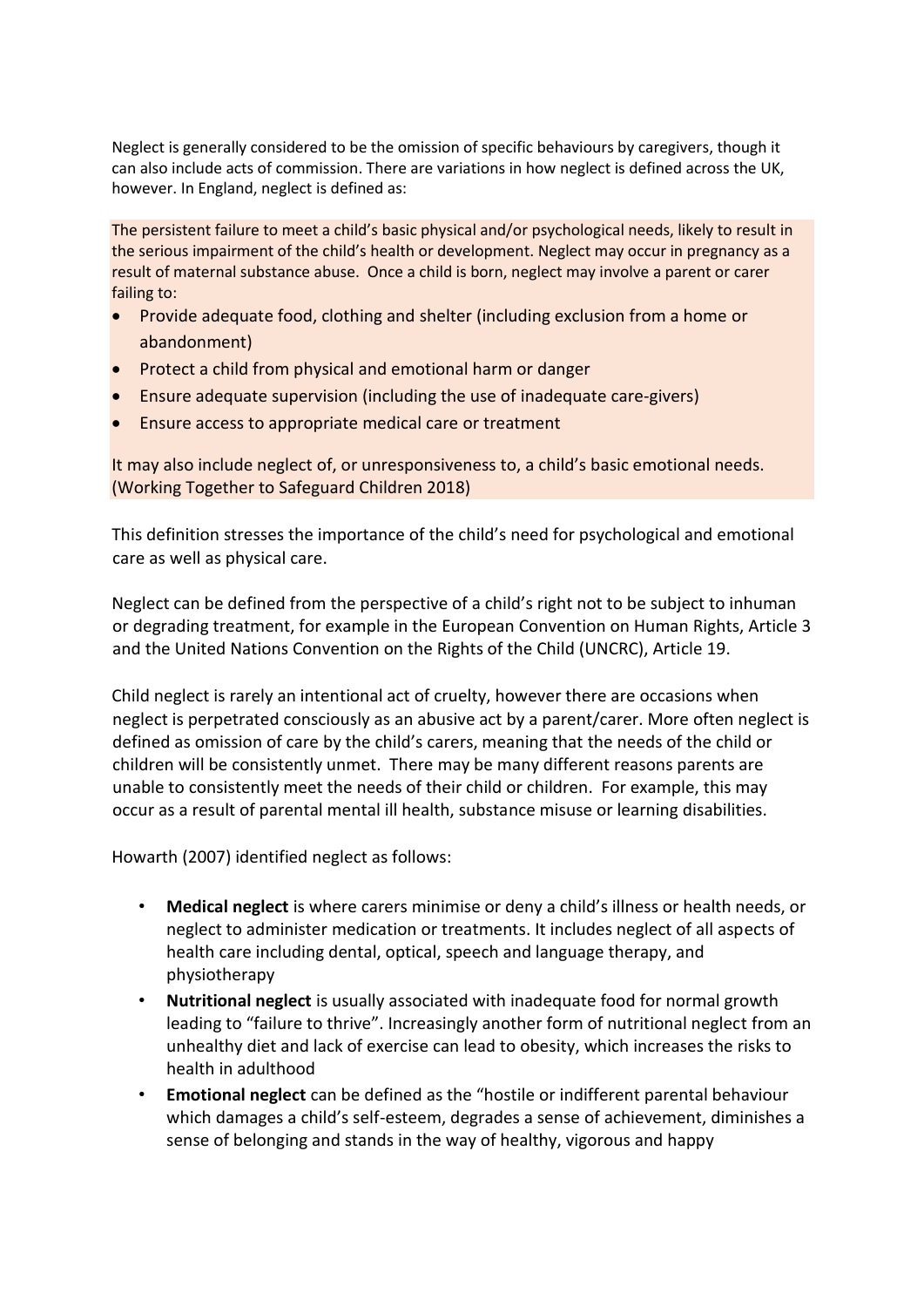Neglect is generally considered to be the omission of specific behaviours by caregivers, though it can also include acts of commission. There are variations in how neglect is defined across the UK, however. In England, neglect is defined as:

> The persistent failure to meet a child's basic physical and/or psychological needs, likely to result in the serious impairment of the child's health or development. Neglect may occur in pregnancy as a result of maternal substance abuse. Once a child is born, neglect may involve a parent or carer failing to:
>
> - Provide adequate food, clothing and shelter (including exclusion from a home or abandonment)
> - Protect a child from physical and emotional harm or danger
> - Ensure adequate supervision (including the use of inadequate care-givers)
> - Ensure access to appropriate medical care or treatment
>
> It may also include neglect of, or unresponsiveness to, a child's basic emotional needs. (Working Together to Safeguard Children 2018)

This definition stresses the importance of the child's need for psychological and emotional care as well as physical care.

Neglect can be defined from the perspective of a child's right not to be subject to inhuman or degrading treatment, for example in the European Convention on Human Rights, Article 3 and the United Nations Convention on the Rights of the Child (UNCRC), Article 19.

Child neglect is rarely an intentional act of cruelty, however there are occasions when neglect is perpetrated consciously as an abusive act by a parent/carer. More often neglect is defined as omission of care by the child's carers, meaning that the needs of the child or children will be consistently unmet. There may be many different reasons parents are unable to consistently meet the needs of their child or children. For example, this may occur as a result of parental mental ill health, substance misuse or learning disabilities.

Howarth (2007) identified neglect as follows:

- **Medical neglect** is where carers minimise or deny a child's illness or health needs, or neglect to administer medication or treatments. It includes neglect of all aspects of health care including dental, optical, speech and language therapy, and physiotherapy
- **Nutritional neglect** is usually associated with inadequate food for normal growth leading to "failure to thrive". Increasingly another form of nutritional neglect from an unhealthy diet and lack of exercise can lead to obesity, which increases the risks to health in adulthood
- **Emotional neglect** can be defined as the "hostile or indifferent parental behaviour which damages a child's self-esteem, degrades a sense of achievement, diminishes a sense of belonging and stands in the way of healthy, vigorous and happy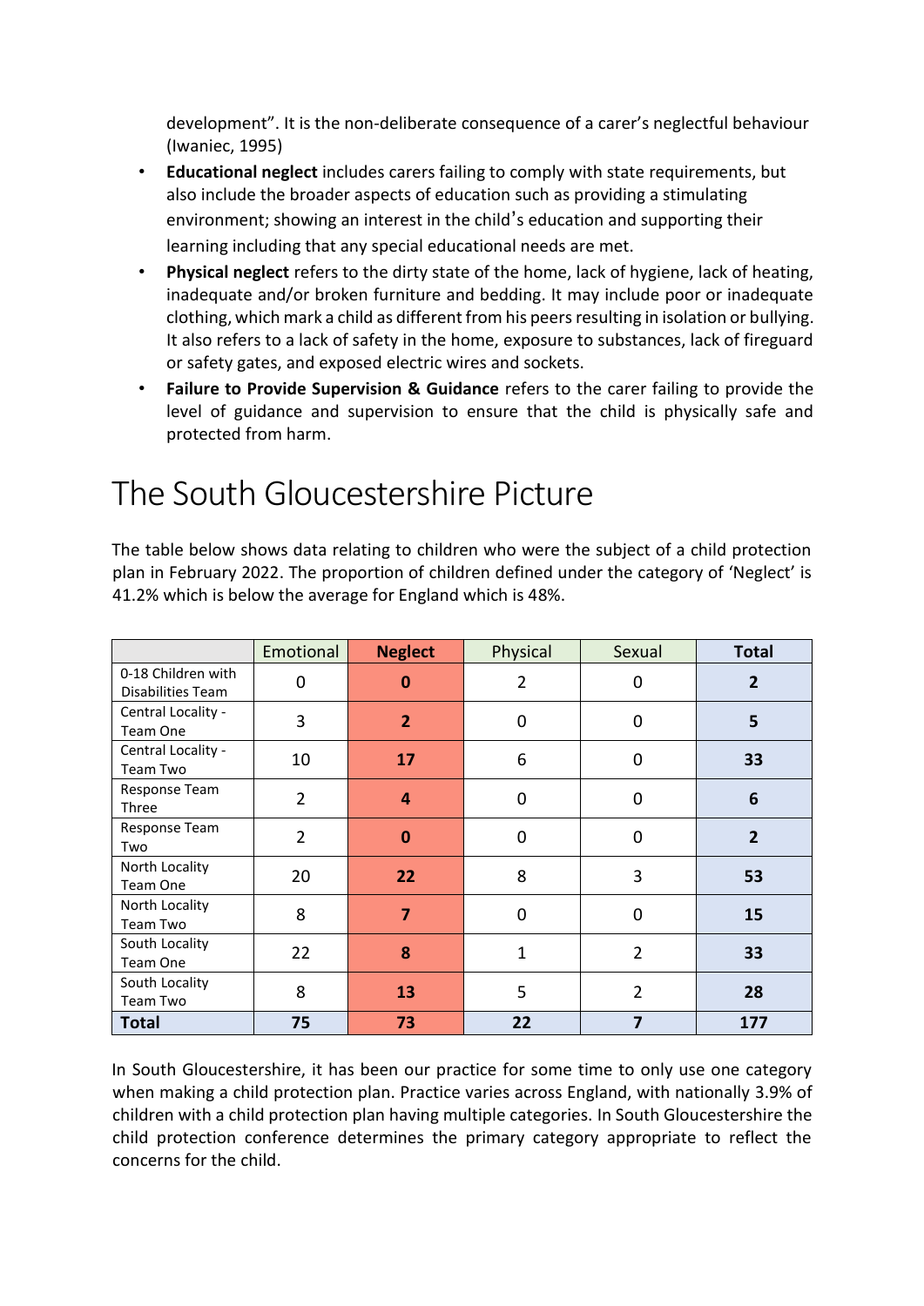development". It is the non-deliberate consequence of a carer's neglectful behaviour (Iwaniec, 1995)

- **Educational neglect** includes carers failing to comply with state requirements, but also include the broader aspects of education such as providing a stimulating environment; showing an interest in the child's education and supporting their learning including that any special educational needs are met.
- **Physical neglect** refers to the dirty state of the home, lack of hygiene, lack of heating, inadequate and/or broken furniture and bedding. It may include poor or inadequate clothing, which mark a child as different from his peers resulting in isolation or bullying. It also refers to a lack of safety in the home, exposure to substances, lack of fireguard or safety gates, and exposed electric wires and sockets.
- **Failure to Provide Supervision & Guidance** refers to the carer failing to provide the level of guidance and supervision to ensure that the child is physically safe and protected from harm.

# The South Gloucestershire Picture

The table below shows data relating to children who were the subject of a child protection plan in February 2022. The proportion of children defined under the category of 'Neglect' is 41.2% which is below the average for England which is 48%.

| | Emotional | **Neglect** | Physical | Sexual | **Total** |
|---|---|---|---|---|---|
| 0-18 Children with Disabilities Team | 0 | **0** | 2 | 0 | **2** |
| Central Locality - Team One | 3 | **2** | 0 | 0 | **5** |
| Central Locality - Team Two | 10 | **17** | 6 | 0 | **33** |
| Response Team Three | 2 | **4** | 0 | 0 | **6** |
| Response Team Two | 2 | **0** | 0 | 0 | **2** |
| North Locality Team One | 20 | **22** | 8 | 3 | **53** |
| North Locality Team Two | 8 | **7** | 0 | 0 | **15** |
| South Locality Team One | 22 | **8** | 1 | 2 | **33** |
| South Locality Team Two | 8 | **13** | 5 | 2 | **28** |
| **Total** | **75** | **73** | **22** | **7** | **177** |

In South Gloucestershire, it has been our practice for some time to only use one category when making a child protection plan. Practice varies across England, with nationally 3.9% of children with a child protection plan having multiple categories. In South Gloucestershire the child protection conference determines the primary category appropriate to reflect the concerns for the child.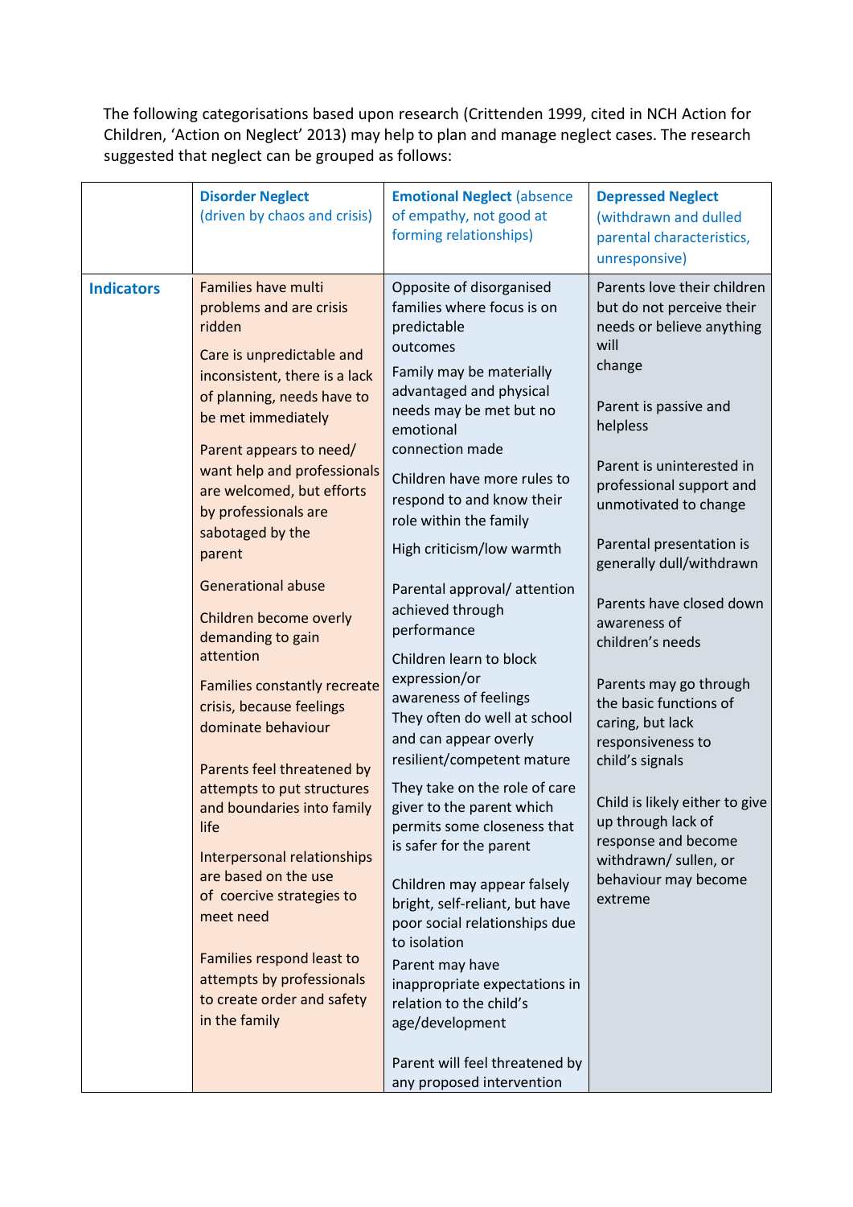The following categorisations based upon research (Crittenden 1999, cited in NCH Action for Children, 'Action on Neglect' 2013) may help to plan and manage neglect cases. The research suggested that neglect can be grouped as follows:

| | **Disorder Neglect** (driven by chaos and crisis) | **Emotional Neglect** (absence of empathy, not good at forming relationships) | **Depressed Neglect** (withdrawn and dulled parental characteristics, unresponsive) |
|---|---|---|---|
| **Indicators** | Families have multi problems and are crisis ridden<br><br>Care is unpredictable and inconsistent, there is a lack of planning, needs have to be met immediately<br><br>Parent appears to need/ want help and professionals are welcomed, but efforts by professionals are sabotaged by the parent<br><br>Generational abuse<br><br>Children become overly demanding to gain attention<br><br>Families constantly recreate crisis, because feelings dominate behaviour<br><br>Parents feel threatened by attempts to put structures and boundaries into family life<br><br>Interpersonal relationships are based on the use of coercive strategies to meet need<br><br>Families respond least to attempts by professionals to create order and safety in the family | Opposite of disorganised families where focus is on predictable outcomes<br><br>Family may be materially advantaged and physical needs may be met but no emotional connection made<br><br>Children have more rules to respond to and know their role within the family<br><br>High criticism/low warmth<br><br>Parental approval/ attention achieved through performance<br><br>Children learn to block expression/or awareness of feelings They often do well at school and can appear overly resilient/competent mature<br><br>They take on the role of care giver to the parent which permits some closeness that is safer for the parent<br><br>Children may appear falsely bright, self-reliant, but have poor social relationships due to isolation<br><br>Parent may have inappropriate expectations in relation to the child's age/development<br><br>Parent will feel threatened by any proposed intervention | Parents love their children but do not perceive their needs or believe anything will change<br><br>Parent is passive and helpless<br><br>Parent is uninterested in professional support and unmotivated to change<br><br>Parental presentation is generally dull/withdrawn<br><br>Parents have closed down awareness of children's needs<br><br>Parents may go through the basic functions of caring, but lack responsiveness to child's signals<br><br>Child is likely either to give up through lack of response and become withdrawn/ sullen, or behaviour may become extreme |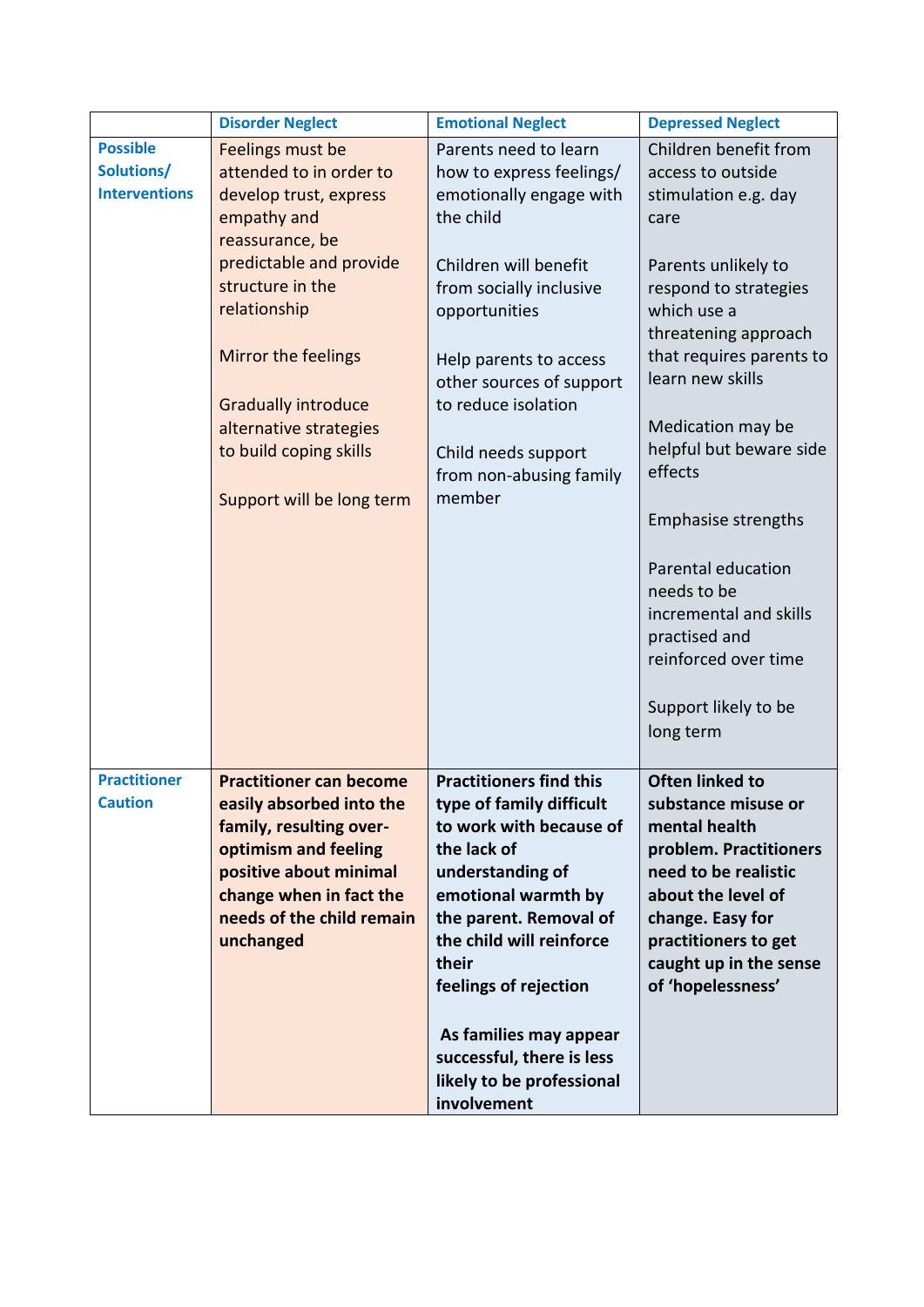| | Disorder Neglect | Emotional Neglect | Depressed Neglect |
|---|---|---|---|
| **Possible Solutions/ Interventions** | Feelings must be attended to in order to develop trust, express empathy and reassurance, be predictable and provide structure in the relationship<br><br>Mirror the feelings<br><br>Gradually introduce alternative strategies to build coping skills<br><br>Support will be long term | Parents need to learn how to express feelings/ emotionally engage with the child<br><br>Children will benefit from socially inclusive opportunities<br><br>Help parents to access other sources of support to reduce isolation<br><br>Child needs support from non-abusing family member | Children benefit from access to outside stimulation e.g. day care<br><br>Parents unlikely to respond to strategies which use a threatening approach that requires parents to learn new skills<br><br>Medication may be helpful but beware side effects<br><br>Emphasise strengths<br><br>Parental education needs to be incremental and skills practised and reinforced over time<br><br>Support likely to be long term |
| **Practitioner Caution** | **Practitioner can become easily absorbed into the family, resulting over-optimism and feeling positive about minimal change when in fact the needs of the child remain unchanged** | **Practitioners find this type of family difficult to work with because of the lack of understanding of emotional warmth by the parent. Removal of the child will reinforce their feelings of rejection**<br><br>**As families may appear successful, there is less likely to be professional involvement** | **Often linked to substance misuse or mental health problem. Practitioners need to be realistic about the level of change. Easy for practitioners to get caught up in the sense of 'hopelessness'** |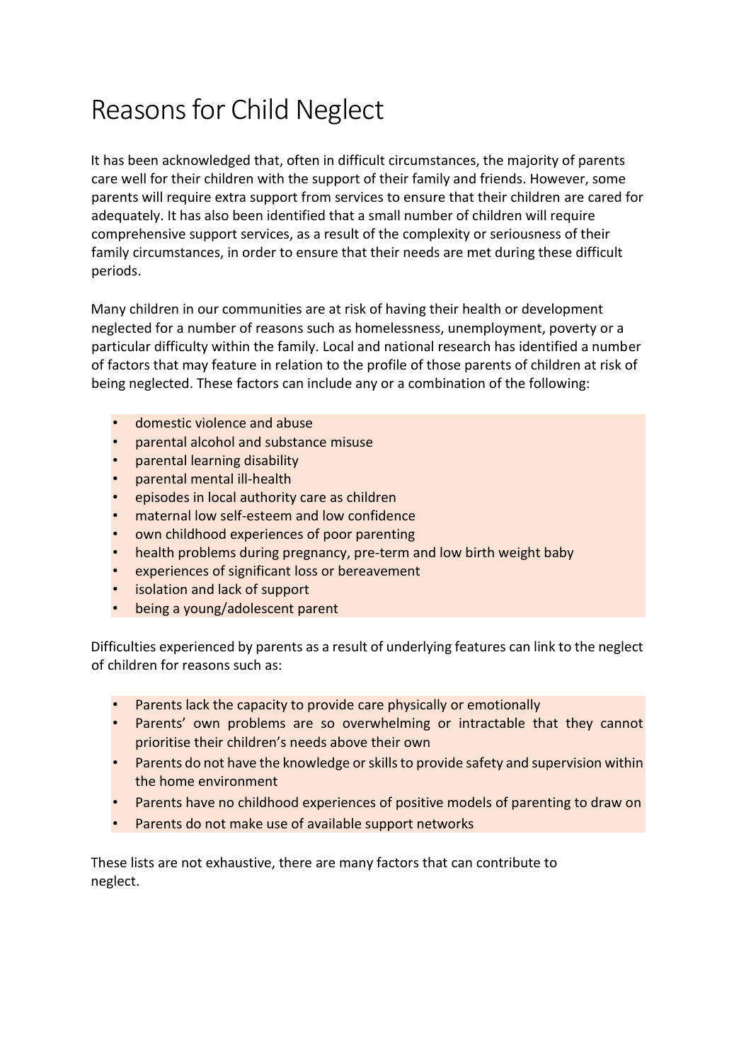# Reasons for Child Neglect

It has been acknowledged that, often in difficult circumstances, the majority of parents care well for their children with the support of their family and friends. However, some parents will require extra support from services to ensure that their children are cared for adequately. It has also been identified that a small number of children will require comprehensive support services, as a result of the complexity or seriousness of their family circumstances, in order to ensure that their needs are met during these difficult periods.

Many children in our communities are at risk of having their health or development neglected for a number of reasons such as homelessness, unemployment, poverty or a particular difficulty within the family. Local and national research has identified a number of factors that may feature in relation to the profile of those parents of children at risk of being neglected. These factors can include any or a combination of the following:

- domestic violence and abuse
- parental alcohol and substance misuse
- parental learning disability
- parental mental ill-health
- episodes in local authority care as children
- maternal low self-esteem and low confidence
- own childhood experiences of poor parenting
- health problems during pregnancy, pre-term and low birth weight baby
- experiences of significant loss or bereavement
- isolation and lack of support
- being a young/adolescent parent

Difficulties experienced by parents as a result of underlying features can link to the neglect of children for reasons such as:

- Parents lack the capacity to provide care physically or emotionally
- Parents' own problems are so overwhelming or intractable that they cannot prioritise their children's needs above their own
- Parents do not have the knowledge or skills to provide safety and supervision within the home environment
- Parents have no childhood experiences of positive models of parenting to draw on
- Parents do not make use of available support networks

These lists are not exhaustive, there are many factors that can contribute to neglect.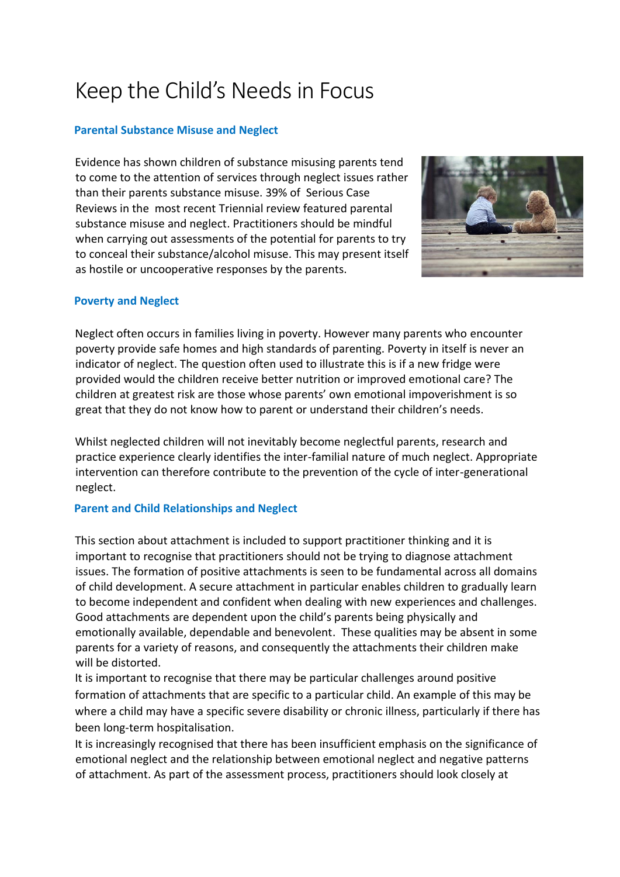# Keep the Child's Needs in Focus

### Parental Substance Misuse and Neglect

Evidence has shown children of substance misusing parents tend to come to the attention of services through neglect issues rather than their parents substance misuse. 39% of Serious Case Reviews in the most recent Triennial review featured parental substance misuse and neglect. Practitioners should be mindful when carrying out assessments of the potential for parents to try to conceal their substance/alcohol misuse. This may present itself as hostile or uncooperative responses by the parents.

### Poverty and Neglect

Neglect often occurs in families living in poverty. However many parents who encounter poverty provide safe homes and high standards of parenting. Poverty in itself is never an indicator of neglect. The question often used to illustrate this is if a new fridge were provided would the children receive better nutrition or improved emotional care? The children at greatest risk are those whose parents' own emotional impoverishment is so great that they do not know how to parent or understand their children's needs.

Whilst neglected children will not inevitably become neglectful parents, research and practice experience clearly identifies the inter-familial nature of much neglect. Appropriate intervention can therefore contribute to the prevention of the cycle of inter-generational neglect.

### Parent and Child Relationships and Neglect

This section about attachment is included to support practitioner thinking and it is important to recognise that practitioners should not be trying to diagnose attachment issues. The formation of positive attachments is seen to be fundamental across all domains of child development. A secure attachment in particular enables children to gradually learn to become independent and confident when dealing with new experiences and challenges. Good attachments are dependent upon the child's parents being physically and emotionally available, dependable and benevolent. These qualities may be absent in some parents for a variety of reasons, and consequently the attachments their children make will be distorted.

It is important to recognise that there may be particular challenges around positive formation of attachments that are specific to a particular child. An example of this may be where a child may have a specific severe disability or chronic illness, particularly if there has been long-term hospitalisation.

It is increasingly recognised that there has been insufficient emphasis on the significance of emotional neglect and the relationship between emotional neglect and negative patterns of attachment. As part of the assessment process, practitioners should look closely at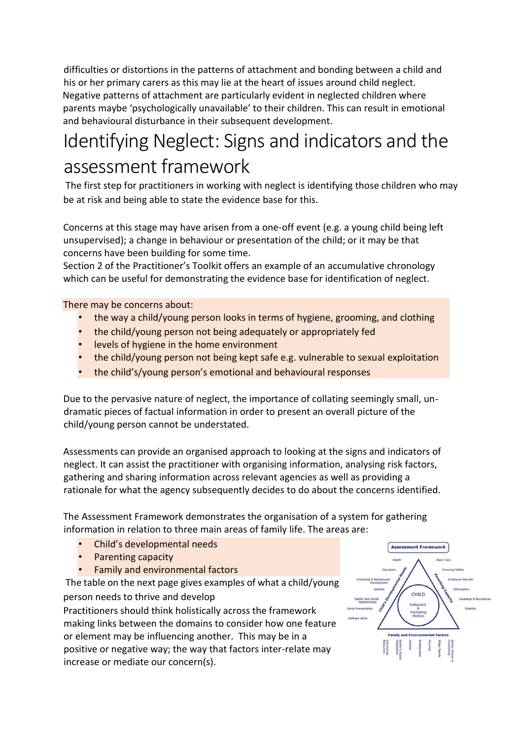difficulties or distortions in the patterns of attachment and bonding between a child and his or her primary carers as this may lie at the heart of issues around child neglect. Negative patterns of attachment are particularly evident in neglected children where parents maybe 'psychologically unavailable' to their children. This can result in emotional and behavioural disturbance in their subsequent development.

# Identifying Neglect: Signs and indicators and the assessment framework

The first step for practitioners in working with neglect is identifying those children who may be at risk and being able to state the evidence base for this.

Concerns at this stage may have arisen from a one-off event (e.g. a young child being left unsupervised); a change in behaviour or presentation of the child; or it may be that concerns have been building for some time.

Section 2 of the Practitioner's Toolkit offers an example of an accumulative chronology which can be useful for demonstrating the evidence base for identification of neglect.

There may be concerns about:

- the way a child/young person looks in terms of hygiene, grooming, and clothing
- the child/young person not being adequately or appropriately fed
- levels of hygiene in the home environment
- the child/young person not being kept safe e.g. vulnerable to sexual exploitation
- the child's/young person's emotional and behavioural responses

Due to the pervasive nature of neglect, the importance of collating seemingly small, un-dramatic pieces of factual information in order to present an overall picture of the child/young person cannot be understated.

Assessments can provide an organised approach to looking at the signs and indicators of neglect. It can assist the practitioner with organising information, analysing risk factors, gathering and sharing information across relevant agencies as well as providing a rationale for what the agency subsequently decides to do about the concerns identified.

The Assessment Framework demonstrates the organisation of a system for gathering information in relation to three main areas of family life. The areas are:

- Child's developmental needs
- Parenting capacity
- Family and environmental factors

The table on the next page gives examples of what a child/young person needs to thrive and develop

Practitioners should think holistically across the framework making links between the domains to consider how one feature or element may be influencing another. This may be in a positive or negative way; the way that factors inter-relate may increase or mediate our concern(s).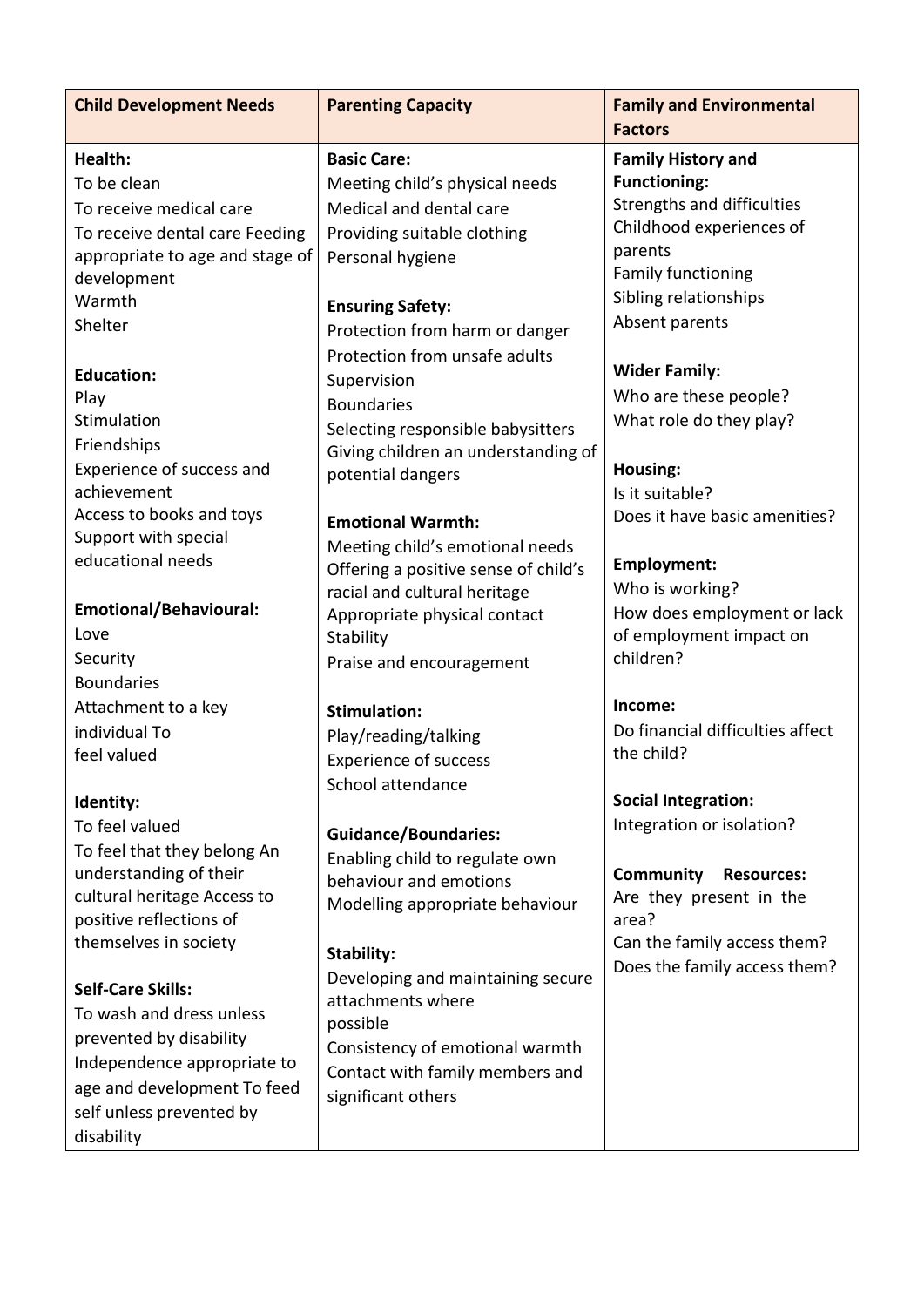| Child Development Needs | Parenting Capacity | Family and Environmental Factors |
| --- | --- | --- |
| **Health:**<br>To be clean<br>To receive medical care<br>To receive dental care Feeding appropriate to age and stage of development<br>Warmth<br>Shelter<br><br>**Education:**<br>Play<br>Stimulation<br>Friendships<br>Experience of success and achievement<br>Access to books and toys<br>Support with special educational needs<br><br>**Emotional/Behavioural:**<br>Love<br>Security<br>Boundaries<br>Attachment to a key individual To feel valued<br><br>**Identity:**<br>To feel valued<br>To feel that they belong An understanding of their cultural heritage Access to positive reflections of themselves in society<br><br>**Self-Care Skills:**<br>To wash and dress unless prevented by disability<br>Independence appropriate to age and development To feed self unless prevented by disability | **Basic Care:**<br>Meeting child's physical needs<br>Medical and dental care<br>Providing suitable clothing<br>Personal hygiene<br><br>**Ensuring Safety:**<br>Protection from harm or danger<br>Protection from unsafe adults<br>Supervision<br>Boundaries<br>Selecting responsible babysitters<br>Giving children an understanding of potential dangers<br><br>**Emotional Warmth:**<br>Meeting child's emotional needs<br>Offering a positive sense of child's racial and cultural heritage<br>Appropriate physical contact<br>Stability<br>Praise and encouragement<br><br>**Stimulation:**<br>Play/reading/talking<br>Experience of success<br>School attendance<br><br>**Guidance/Boundaries:**<br>Enabling child to regulate own behaviour and emotions<br>Modelling appropriate behaviour<br><br>**Stability:**<br>Developing and maintaining secure attachments where possible<br>Consistency of emotional warmth<br>Contact with family members and significant others | **Family History and Functioning:**<br>Strengths and difficulties<br>Childhood experiences of parents<br>Family functioning<br>Sibling relationships<br>Absent parents<br><br>**Wider Family:**<br>Who are these people?<br>What role do they play?<br><br>**Housing:**<br>Is it suitable?<br>Does it have basic amenities?<br><br>**Employment:**<br>Who is working?<br>How does employment or lack of employment impact on children?<br><br>**Income:**<br>Do financial difficulties affect the child?<br><br>**Social Integration:**<br>Integration or isolation?<br><br>**Community Resources:**<br>Are they present in the area?<br>Can the family access them?<br>Does the family access them? |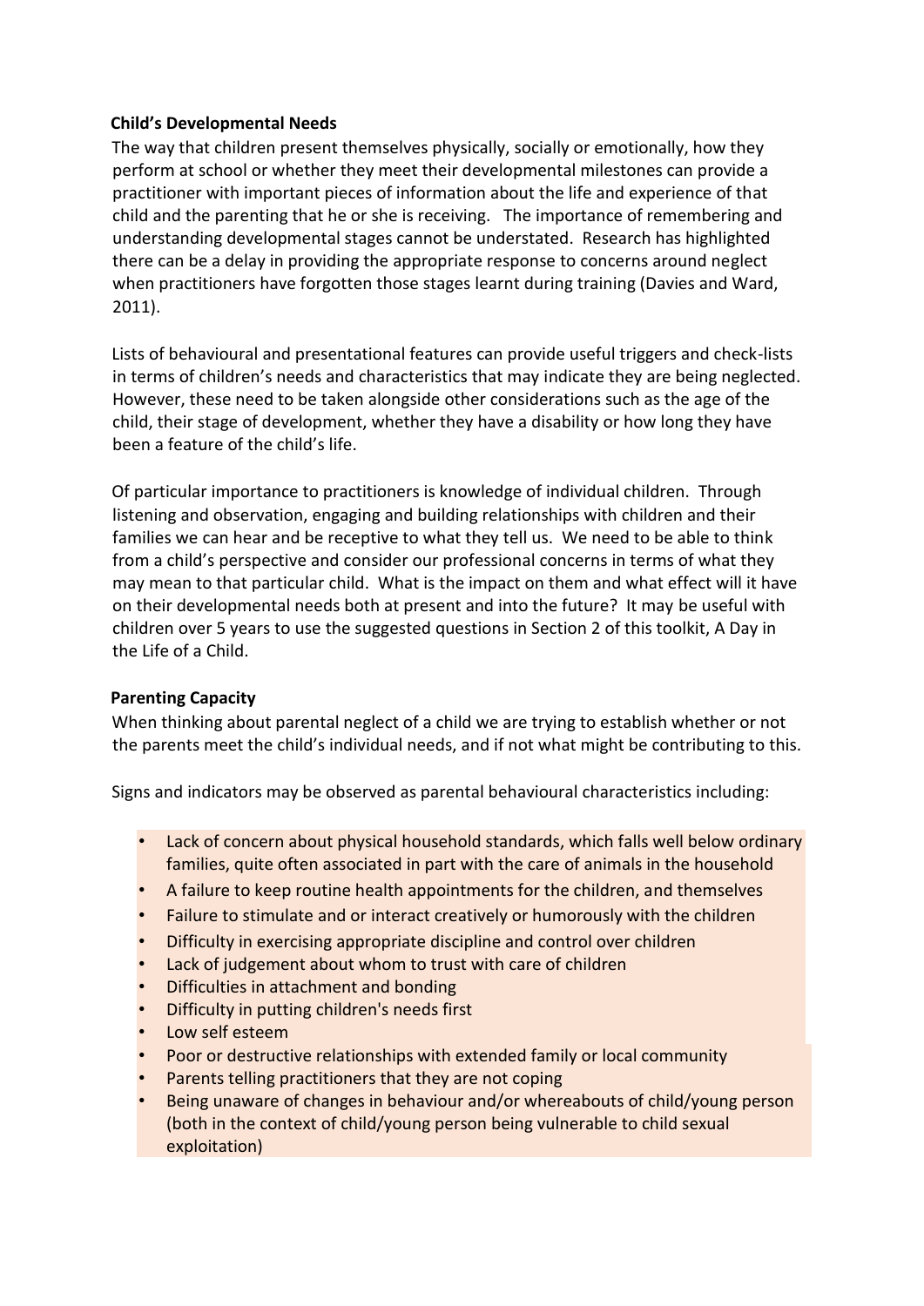**Child's Developmental Needs**

The way that children present themselves physically, socially or emotionally, how they perform at school or whether they meet their developmental milestones can provide a practitioner with important pieces of information about the life and experience of that child and the parenting that he or she is receiving. The importance of remembering and understanding developmental stages cannot be understated. Research has highlighted there can be a delay in providing the appropriate response to concerns around neglect when practitioners have forgotten those stages learnt during training (Davies and Ward, 2011).

Lists of behavioural and presentational features can provide useful triggers and check-lists in terms of children's needs and characteristics that may indicate they are being neglected. However, these need to be taken alongside other considerations such as the age of the child, their stage of development, whether they have a disability or how long they have been a feature of the child's life.

Of particular importance to practitioners is knowledge of individual children. Through listening and observation, engaging and building relationships with children and their families we can hear and be receptive to what they tell us. We need to be able to think from a child's perspective and consider our professional concerns in terms of what they may mean to that particular child. What is the impact on them and what effect will it have on their developmental needs both at present and into the future? It may be useful with children over 5 years to use the suggested questions in Section 2 of this toolkit, A Day in the Life of a Child.

**Parenting Capacity**

When thinking about parental neglect of a child we are trying to establish whether or not the parents meet the child's individual needs, and if not what might be contributing to this.

Signs and indicators may be observed as parental behavioural characteristics including:

- Lack of concern about physical household standards, which falls well below ordinary families, quite often associated in part with the care of animals in the household
- A failure to keep routine health appointments for the children, and themselves
- Failure to stimulate and or interact creatively or humorously with the children
- Difficulty in exercising appropriate discipline and control over children
- Lack of judgement about whom to trust with care of children
- Difficulties in attachment and bonding
- Difficulty in putting children's needs first
- Low self esteem
- Poor or destructive relationships with extended family or local community
- Parents telling practitioners that they are not coping
- Being unaware of changes in behaviour and/or whereabouts of child/young person (both in the context of child/young person being vulnerable to child sexual exploitation)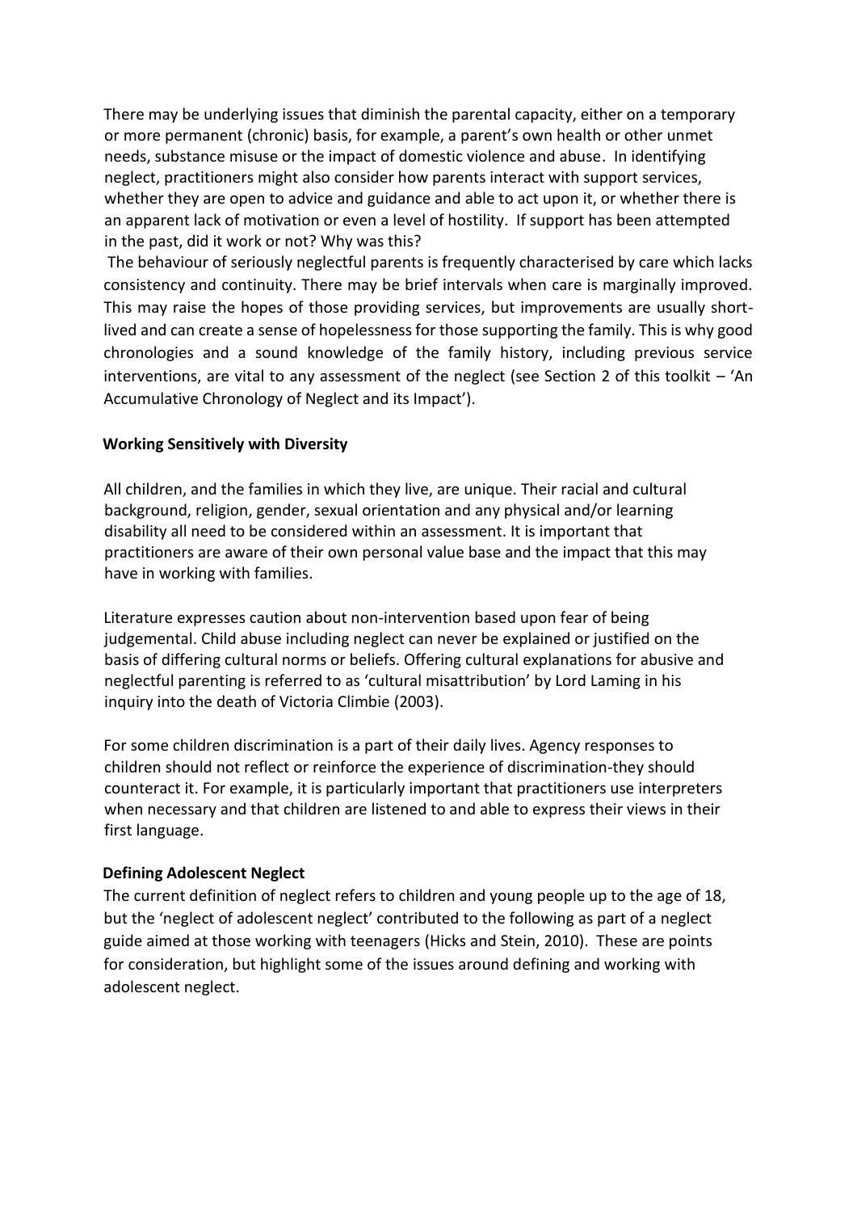There may be underlying issues that diminish the parental capacity, either on a temporary or more permanent (chronic) basis, for example, a parent's own health or other unmet needs, substance misuse or the impact of domestic violence and abuse. In identifying neglect, practitioners might also consider how parents interact with support services, whether they are open to advice and guidance and able to act upon it, or whether there is an apparent lack of motivation or even a level of hostility. If support has been attempted in the past, did it work or not? Why was this?

The behaviour of seriously neglectful parents is frequently characterised by care which lacks consistency and continuity. There may be brief intervals when care is marginally improved. This may raise the hopes of those providing services, but improvements are usually short-lived and can create a sense of hopelessness for those supporting the family. This is why good chronologies and a sound knowledge of the family history, including previous service interventions, are vital to any assessment of the neglect (see Section 2 of this toolkit – 'An Accumulative Chronology of Neglect and its Impact').

**Working Sensitively with Diversity**

All children, and the families in which they live, are unique. Their racial and cultural background, religion, gender, sexual orientation and any physical and/or learning disability all need to be considered within an assessment. It is important that practitioners are aware of their own personal value base and the impact that this may have in working with families.

Literature expresses caution about non-intervention based upon fear of being judgemental. Child abuse including neglect can never be explained or justified on the basis of differing cultural norms or beliefs. Offering cultural explanations for abusive and neglectful parenting is referred to as 'cultural misattribution' by Lord Laming in his inquiry into the death of Victoria Climbie (2003).

For some children discrimination is a part of their daily lives. Agency responses to children should not reflect or reinforce the experience of discrimination-they should counteract it. For example, it is particularly important that practitioners use interpreters when necessary and that children are listened to and able to express their views in their first language.

**Defining Adolescent Neglect**

The current definition of neglect refers to children and young people up to the age of 18, but the 'neglect of adolescent neglect' contributed to the following as part of a neglect guide aimed at those working with teenagers (Hicks and Stein, 2010). These are points for consideration, but highlight some of the issues around defining and working with adolescent neglect.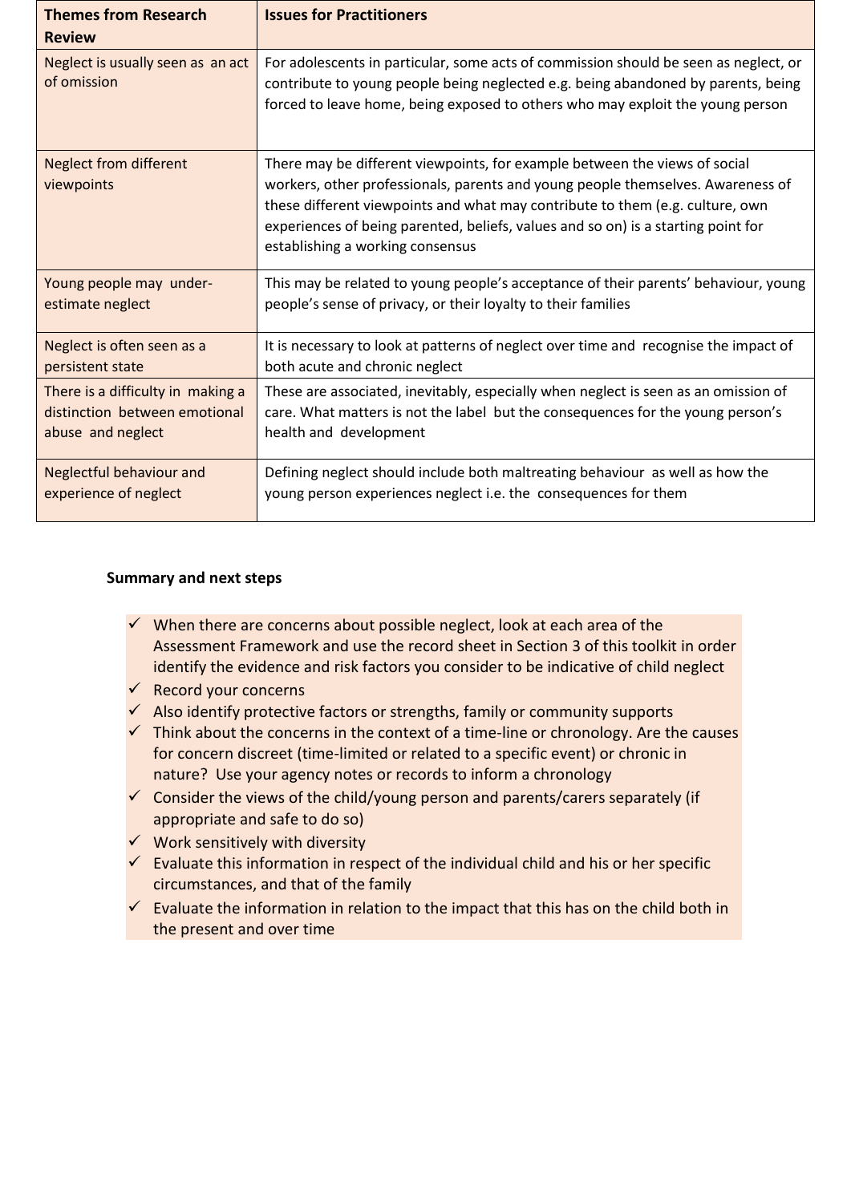| Themes from Research Review | Issues for Practitioners |
|---|---|
| Neglect is usually seen as an act of omission | For adolescents in particular, some acts of commission should be seen as neglect, or contribute to young people being neglected e.g. being abandoned by parents, being forced to leave home, being exposed to others who may exploit the young person |
| Neglect from different viewpoints | There may be different viewpoints, for example between the views of social workers, other professionals, parents and young people themselves. Awareness of these different viewpoints and what may contribute to them (e.g. culture, own experiences of being parented, beliefs, values and so on) is a starting point for establishing a working consensus |
| Young people may under-estimate neglect | This may be related to young people's acceptance of their parents' behaviour, young people's sense of privacy, or their loyalty to their families |
| Neglect is often seen as a persistent state | It is necessary to look at patterns of neglect over time and recognise the impact of both acute and chronic neglect |
| There is a difficulty in making a distinction between emotional abuse and neglect | These are associated, inevitably, especially when neglect is seen as an omission of care. What matters is not the label but the consequences for the young person's health and development |
| Neglectful behaviour and experience of neglect | Defining neglect should include both maltreating behaviour as well as how the young person experiences neglect i.e. the consequences for them |

**Summary and next steps**

- ✓ When there are concerns about possible neglect, look at each area of the Assessment Framework and use the record sheet in Section 3 of this toolkit in order identify the evidence and risk factors you consider to be indicative of child neglect
- ✓ Record your concerns
- ✓ Also identify protective factors or strengths, family or community supports
- ✓ Think about the concerns in the context of a time-line or chronology. Are the causes for concern discreet (time-limited or related to a specific event) or chronic in nature? Use your agency notes or records to inform a chronology
- ✓ Consider the views of the child/young person and parents/carers separately (if appropriate and safe to do so)
- ✓ Work sensitively with diversity
- ✓ Evaluate this information in respect of the individual child and his or her specific circumstances, and that of the family
- ✓ Evaluate the information in relation to the impact that this has on the child both in the present and over time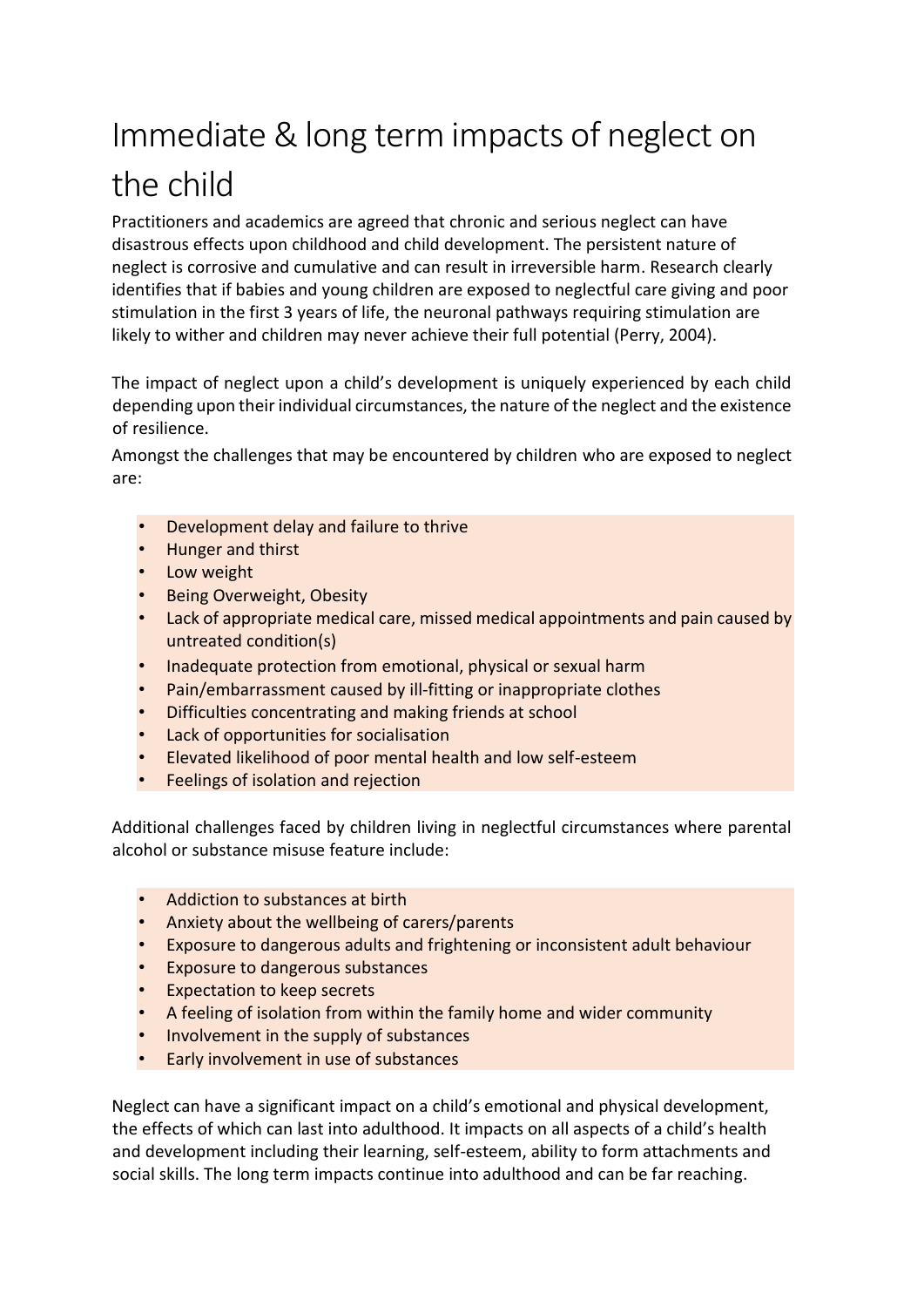# Immediate & long term impacts of neglect on the child

Practitioners and academics are agreed that chronic and serious neglect can have disastrous effects upon childhood and child development. The persistent nature of neglect is corrosive and cumulative and can result in irreversible harm. Research clearly identifies that if babies and young children are exposed to neglectful care giving and poor stimulation in the first 3 years of life, the neuronal pathways requiring stimulation are likely to wither and children may never achieve their full potential (Perry, 2004).

The impact of neglect upon a child's development is uniquely experienced by each child depending upon their individual circumstances, the nature of the neglect and the existence of resilience.

Amongst the challenges that may be encountered by children who are exposed to neglect are:

- Development delay and failure to thrive
- Hunger and thirst
- Low weight
- Being Overweight, Obesity
- Lack of appropriate medical care, missed medical appointments and pain caused by untreated condition(s)
- Inadequate protection from emotional, physical or sexual harm
- Pain/embarrassment caused by ill-fitting or inappropriate clothes
- Difficulties concentrating and making friends at school
- Lack of opportunities for socialisation
- Elevated likelihood of poor mental health and low self-esteem
- Feelings of isolation and rejection

Additional challenges faced by children living in neglectful circumstances where parental alcohol or substance misuse feature include:

- Addiction to substances at birth
- Anxiety about the wellbeing of carers/parents
- Exposure to dangerous adults and frightening or inconsistent adult behaviour
- Exposure to dangerous substances
- Expectation to keep secrets
- A feeling of isolation from within the family home and wider community
- Involvement in the supply of substances
- Early involvement in use of substances

Neglect can have a significant impact on a child's emotional and physical development, the effects of which can last into adulthood. It impacts on all aspects of a child's health and development including their learning, self-esteem, ability to form attachments and social skills. The long term impacts continue into adulthood and can be far reaching.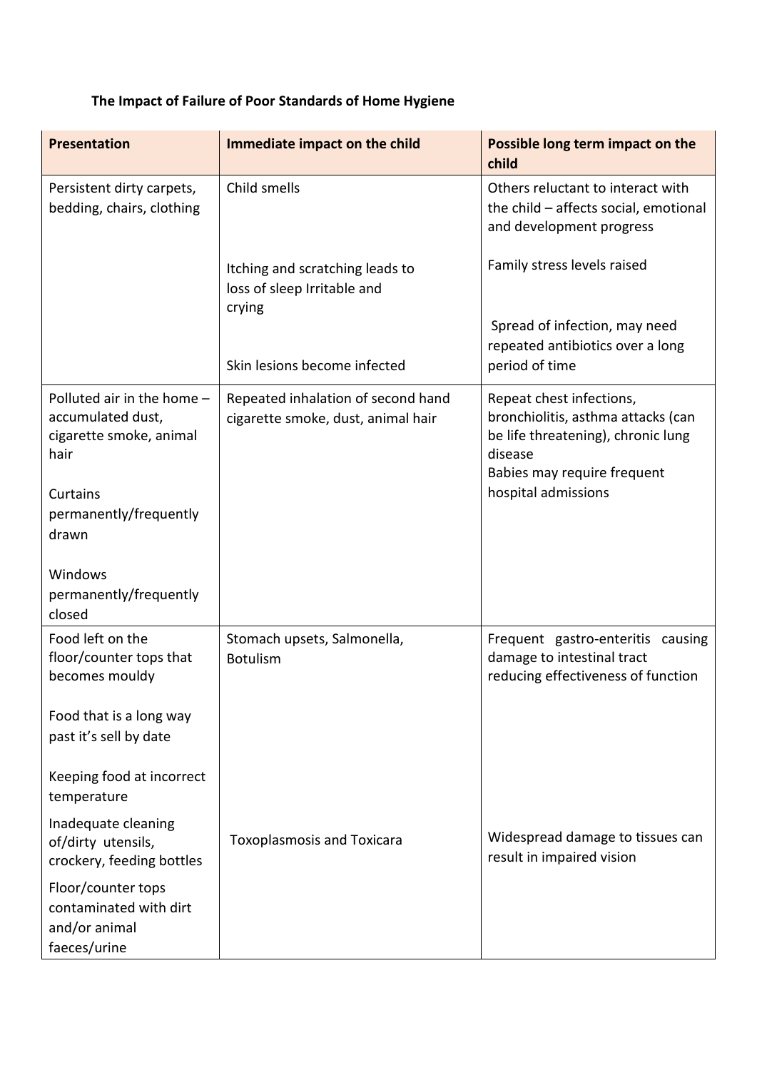**The Impact of Failure of Poor Standards of Home Hygiene**

| Presentation | Immediate impact on the child | Possible long term impact on the child |
|---|---|---|
| Persistent dirty carpets, bedding, chairs, clothing | Child smells<br><br>Itching and scratching leads to loss of sleep Irritable and crying<br><br>Skin lesions become infected | Others reluctant to interact with the child – affects social, emotional and development progress<br><br>Family stress levels raised<br><br>Spread of infection, may need repeated antibiotics over a long period of time |
| Polluted air in the home – accumulated dust, cigarette smoke, animal hair<br><br>Curtains permanently/frequently drawn<br><br>Windows permanently/frequently closed | Repeated inhalation of second hand cigarette smoke, dust, animal hair | Repeat chest infections, bronchiolitis, asthma attacks (can be life threatening), chronic lung disease<br>Babies may require frequent hospital admissions |
| Food left on the floor/counter tops that becomes mouldy<br><br>Food that is a long way past it's sell by date<br><br>Keeping food at incorrect temperature<br><br>Inadequate cleaning of/dirty utensils, crockery, feeding bottles<br><br>Floor/counter tops contaminated with dirt and/or animal faeces/urine | Stomach upsets, Salmonella, Botulism<br><br>Toxoplasmosis and Toxicara | Frequent gastro-enteritis causing damage to intestinal tract reducing effectiveness of function<br><br>Widespread damage to tissues can result in impaired vision |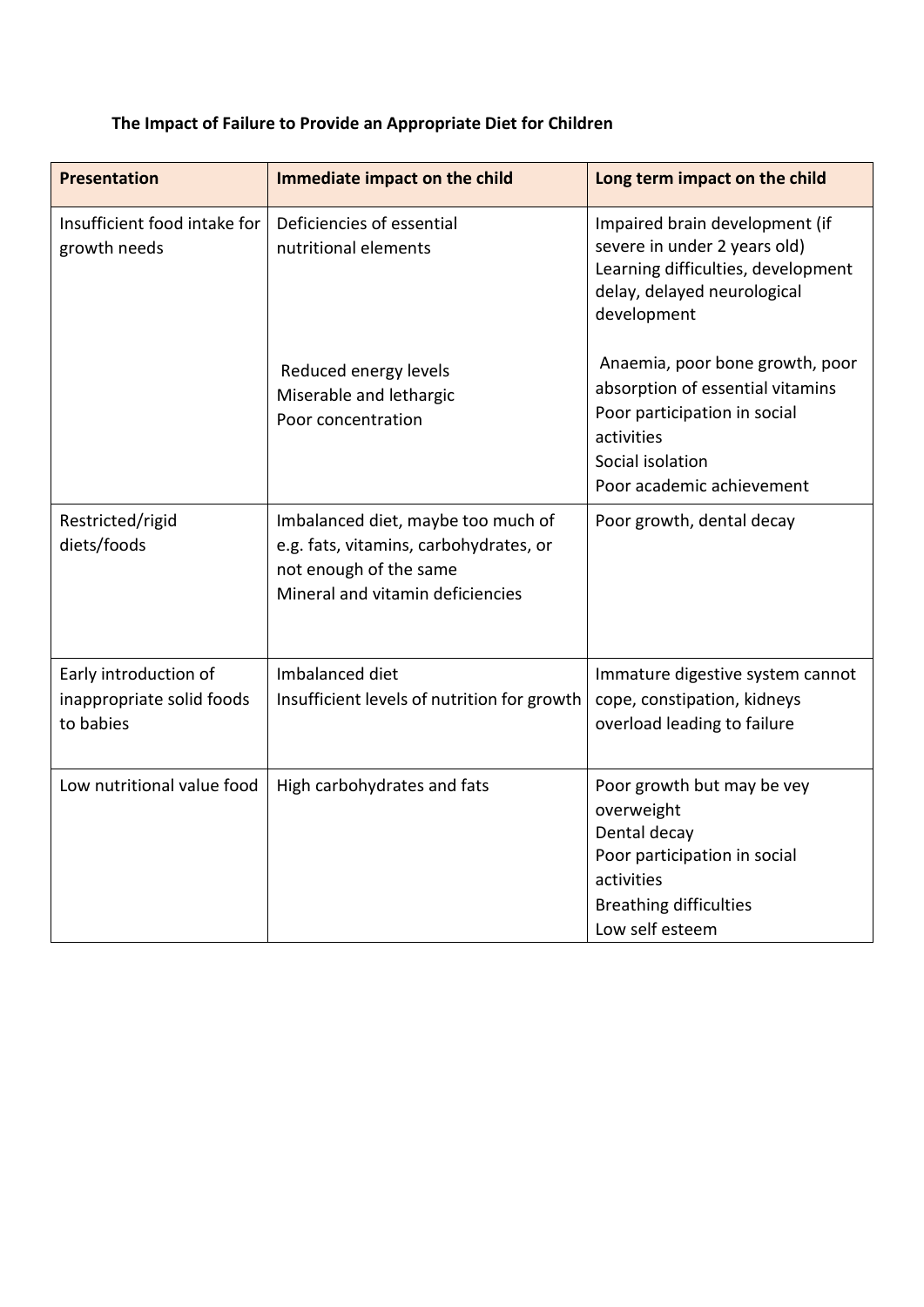**The Impact of Failure to Provide an Appropriate Diet for Children**

| Presentation | Immediate impact on the child | Long term impact on the child |
|---|---|---|
| Insufficient food intake for growth needs | Deficiencies of essential nutritional elements<br><br>Reduced energy levels<br>Miserable and lethargic<br>Poor concentration | Impaired brain development (if severe in under 2 years old)<br>Learning difficulties, development delay, delayed neurological development<br><br>Anaemia, poor bone growth, poor absorption of essential vitamins<br>Poor participation in social activities<br>Social isolation<br>Poor academic achievement |
| Restricted/rigid diets/foods | Imbalanced diet, maybe too much of e.g. fats, vitamins, carbohydrates, or not enough of the same<br>Mineral and vitamin deficiencies | Poor growth, dental decay |
| Early introduction of inappropriate solid foods to babies | Imbalanced diet<br>Insufficient levels of nutrition for growth | Immature digestive system cannot cope, constipation, kidneys overload leading to failure |
| Low nutritional value food | High carbohydrates and fats | Poor growth but may be vey overweight<br>Dental decay<br>Poor participation in social activities<br>Breathing difficulties<br>Low self esteem |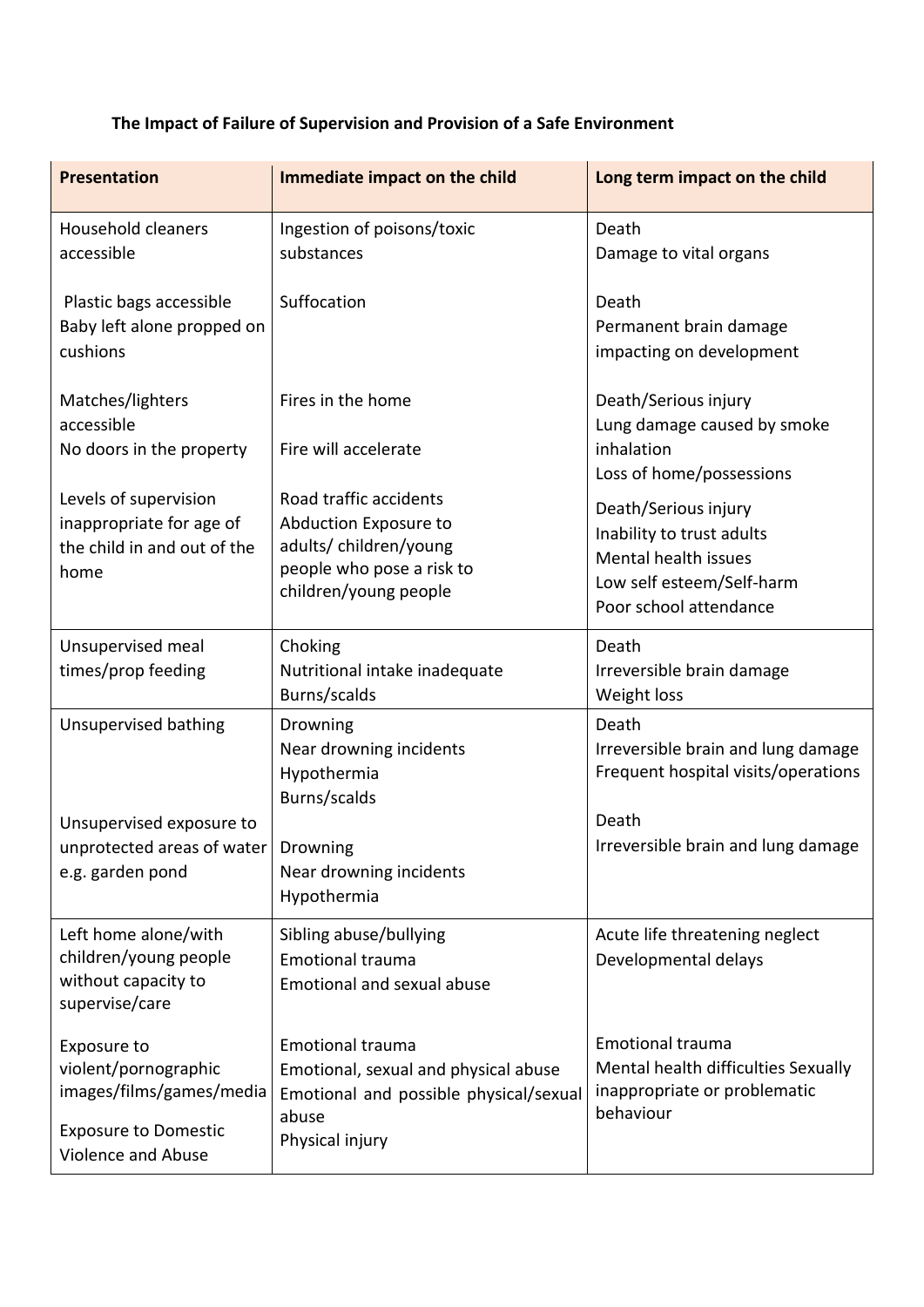**The Impact of Failure of Supervision and Provision of a Safe Environment**

| Presentation | Immediate impact on the child | Long term impact on the child |
|---|---|---|
| Household cleaners accessible<br><br>Plastic bags accessible<br>Baby left alone propped on cushions<br><br>Matches/lighters accessible<br>No doors in the property<br><br>Levels of supervision inappropriate for age of the child in and out of the home | Ingestion of poisons/toxic substances<br><br>Suffocation<br><br>Fires in the home<br><br>Fire will accelerate<br><br>Road traffic accidents<br>Abduction Exposure to adults/ children/young people who pose a risk to children/young people | Death<br>Damage to vital organs<br><br>Death<br>Permanent brain damage impacting on development<br><br>Death/Serious injury<br>Lung damage caused by smoke inhalation<br>Loss of home/possessions<br><br>Death/Serious injury<br>Inability to trust adults<br>Mental health issues<br>Low self esteem/Self-harm<br>Poor school attendance |
| Unsupervised meal times/prop feeding | Choking<br>Nutritional intake inadequate<br>Burns/scalds | Death<br>Irreversible brain damage<br>Weight loss |
| Unsupervised bathing<br><br>Unsupervised exposure to unprotected areas of water e.g. garden pond | Drowning<br>Near drowning incidents<br>Hypothermia<br>Burns/scalds<br><br>Drowning<br>Near drowning incidents<br>Hypothermia | Death<br>Irreversible brain and lung damage<br>Frequent hospital visits/operations<br><br>Death<br>Irreversible brain and lung damage |
| Left home alone/with children/young people without capacity to supervise/care<br><br>Exposure to violent/pornographic images/films/games/media<br><br>Exposure to Domestic Violence and Abuse | Sibling abuse/bullying<br>Emotional trauma<br>Emotional and sexual abuse<br><br>Emotional trauma<br>Emotional, sexual and physical abuse<br>Emotional and possible physical/sexual abuse<br>Physical injury | Acute life threatening neglect<br>Developmental delays<br><br>Emotional trauma<br>Mental health difficulties Sexually inappropriate or problematic behaviour |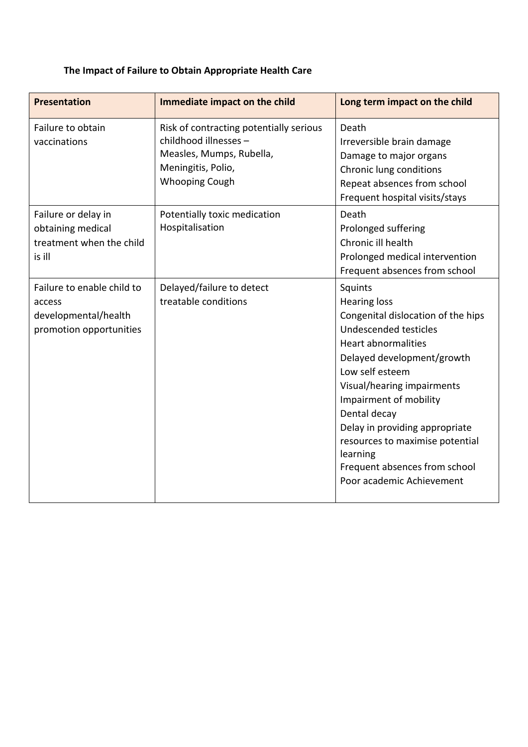**The Impact of Failure to Obtain Appropriate Health Care**

| Presentation | Immediate impact on the child | Long term impact on the child |
|---|---|---|
| Failure to obtain vaccinations | Risk of contracting potentially serious childhood illnesses –<br>Measles, Mumps, Rubella, Meningitis, Polio,<br>Whooping Cough | Death<br>Irreversible brain damage<br>Damage to major organs<br>Chronic lung conditions<br>Repeat absences from school<br>Frequent hospital visits/stays |
| Failure or delay in obtaining medical treatment when the child is ill | Potentially toxic medication<br>Hospitalisation | Death<br>Prolonged suffering<br>Chronic ill health<br>Prolonged medical intervention<br>Frequent absences from school |
| Failure to enable child to access developmental/health promotion opportunities | Delayed/failure to detect treatable conditions | Squints<br>Hearing loss<br>Congenital dislocation of the hips<br>Undescended testicles<br>Heart abnormalities<br>Delayed development/growth<br>Low self esteem<br>Visual/hearing impairments<br>Impairment of mobility<br>Dental decay<br>Delay in providing appropriate resources to maximise potential learning<br>Frequent absences from school<br>Poor academic Achievement |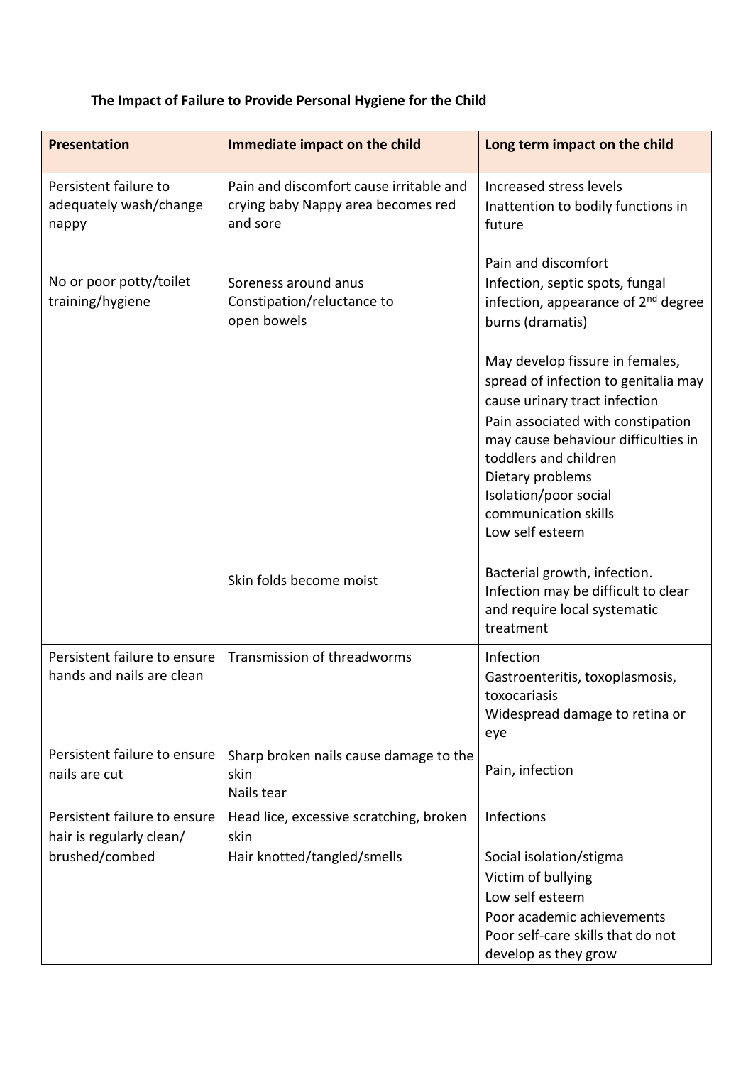**The Impact of Failure to Provide Personal Hygiene for the Child**

| Presentation | Immediate impact on the child | Long term impact on the child |
|---|---|---|
| Persistent failure to adequately wash/change nappy | Pain and discomfort cause irritable and crying baby Nappy area becomes red and sore | Increased stress levels<br>Inattention to bodily functions in future |
| No or poor potty/toilet training/hygiene | Soreness around anus<br>Constipation/reluctance to open bowels | Pain and discomfort<br>Infection, septic spots, fungal infection, appearance of 2nd degree burns (dramatis)<br><br>May develop fissure in females, spread of infection to genitalia may cause urinary tract infection<br>Pain associated with constipation may cause behaviour difficulties in toddlers and children<br>Dietary problems<br>Isolation/poor social communication skills<br>Low self esteem |
| | Skin folds become moist | Bacterial growth, infection.<br>Infection may be difficult to clear and require local systematic treatment |
| Persistent failure to ensure hands and nails are clean | Transmission of threadworms | Infection<br>Gastroenteritis, toxoplasmosis, toxocariasis<br>Widespread damage to retina or eye |
| Persistent failure to ensure nails are cut | Sharp broken nails cause damage to the skin<br>Nails tear | Pain, infection |
| Persistent failure to ensure hair is regularly clean/ brushed/combed | Head lice, excessive scratching, broken skin<br>Hair knotted/tangled/smells | Infections<br><br>Social isolation/stigma<br>Victim of bullying<br>Low self esteem<br>Poor academic achievements<br>Poor self-care skills that do not develop as they grow |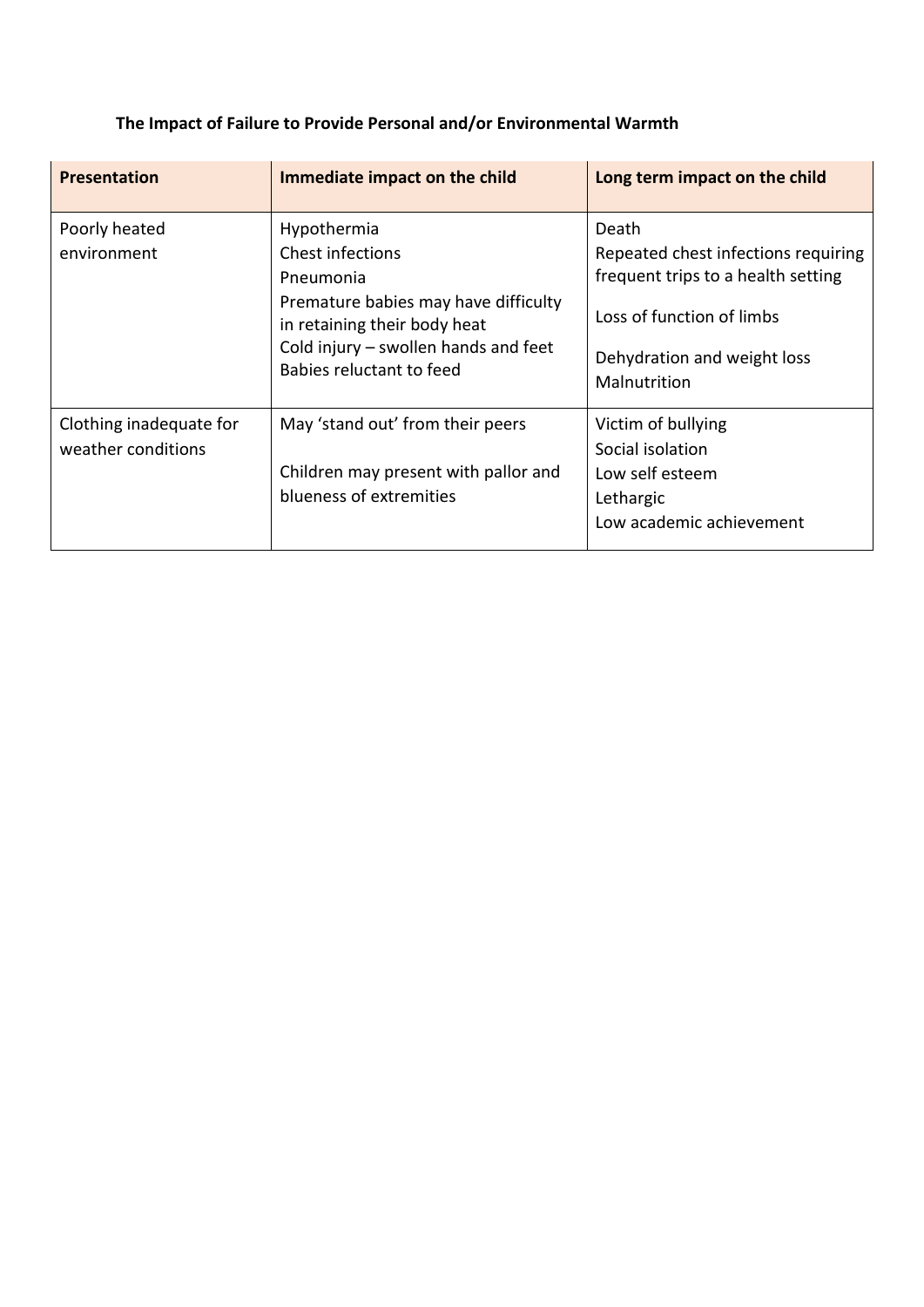**The Impact of Failure to Provide Personal and/or Environmental Warmth**

| Presentation | Immediate impact on the child | Long term impact on the child |
|---|---|---|
| Poorly heated environment | Hypothermia<br>Chest infections<br>Pneumonia<br>Premature babies may have difficulty in retaining their body heat<br>Cold injury – swollen hands and feet<br>Babies reluctant to feed | Death<br>Repeated chest infections requiring frequent trips to a health setting<br><br>Loss of function of limbs<br><br>Dehydration and weight loss<br>Malnutrition |
| Clothing inadequate for weather conditions | May 'stand out' from their peers<br><br>Children may present with pallor and blueness of extremities | Victim of bullying<br>Social isolation<br>Low self esteem<br>Lethargic<br>Low academic achievement |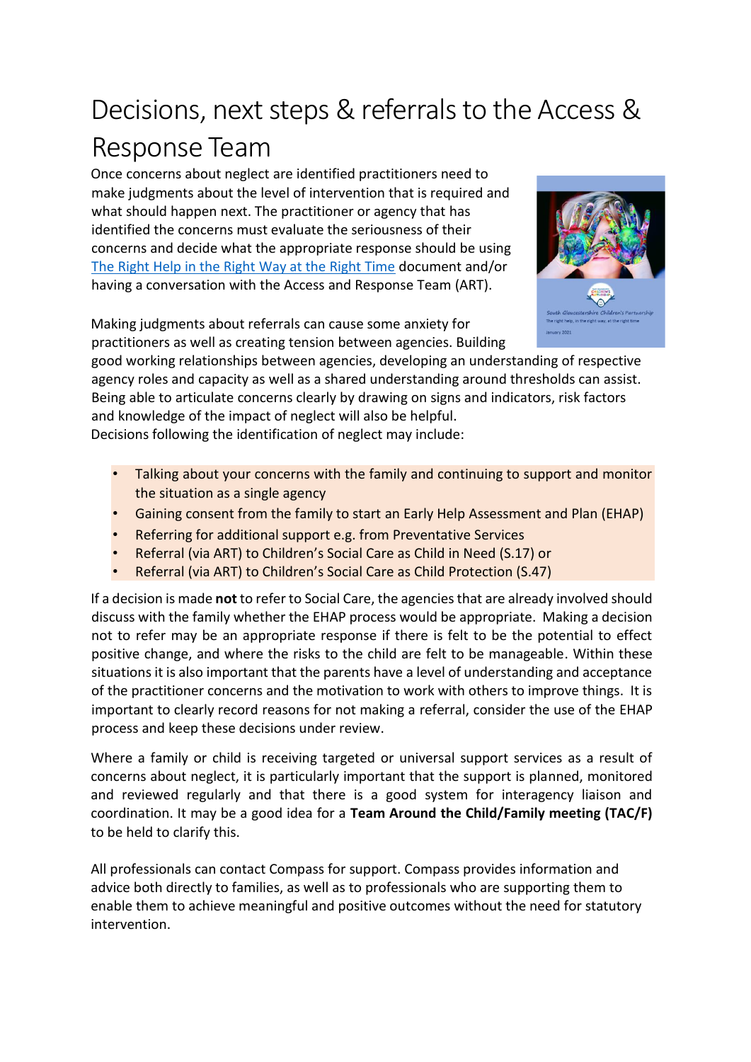# Decisions, next steps & referrals to the Access & Response Team

Once concerns about neglect are identified practitioners need to make judgments about the level of intervention that is required and what should happen next. The practitioner or agency that has identified the concerns must evaluate the seriousness of their concerns and decide what the appropriate response should be using The Right Help in the Right Way at the Right Time document and/or having a conversation with the Access and Response Team (ART).

Making judgments about referrals can cause some anxiety for practitioners as well as creating tension between agencies. Building good working relationships between agencies, developing an understanding of respective agency roles and capacity as well as a shared understanding around thresholds can assist. Being able to articulate concerns clearly by drawing on signs and indicators, risk factors and knowledge of the impact of neglect will also be helpful.

Decisions following the identification of neglect may include:

- Talking about your concerns with the family and continuing to support and monitor the situation as a single agency
- Gaining consent from the family to start an Early Help Assessment and Plan (EHAP)
- Referring for additional support e.g. from Preventative Services
- Referral (via ART) to Children's Social Care as Child in Need (S.17) or
- Referral (via ART) to Children's Social Care as Child Protection (S.47)

If a decision is made **not** to refer to Social Care, the agencies that are already involved should discuss with the family whether the EHAP process would be appropriate. Making a decision not to refer may be an appropriate response if there is felt to be the potential to effect positive change, and where the risks to the child are felt to be manageable. Within these situations it is also important that the parents have a level of understanding and acceptance of the practitioner concerns and the motivation to work with others to improve things. It is important to clearly record reasons for not making a referral, consider the use of the EHAP process and keep these decisions under review.

Where a family or child is receiving targeted or universal support services as a result of concerns about neglect, it is particularly important that the support is planned, monitored and reviewed regularly and that there is a good system for interagency liaison and coordination. It may be a good idea for a **Team Around the Child/Family meeting (TAC/F)** to be held to clarify this.

All professionals can contact Compass for support. Compass provides information and advice both directly to families, as well as to professionals who are supporting them to enable them to achieve meaningful and positive outcomes without the need for statutory intervention.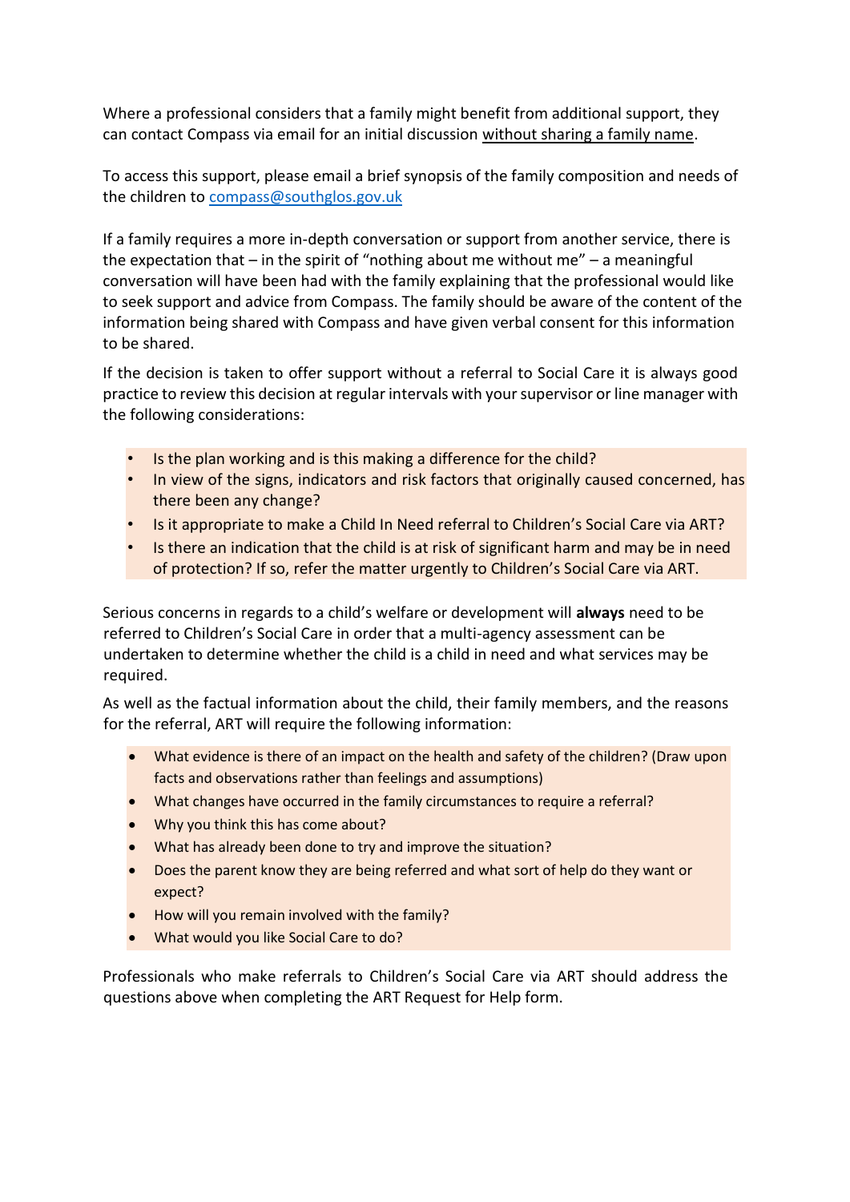Where a professional considers that a family might benefit from additional support, they can contact Compass via email for an initial discussion <u>without sharing a family name</u>.

To access this support, please email a brief synopsis of the family composition and needs of the children to [compass@southglos.gov.uk](mailto:compass@southglos.gov.uk)

If a family requires a more in-depth conversation or support from another service, there is the expectation that – in the spirit of "nothing about me without me" – a meaningful conversation will have been had with the family explaining that the professional would like to seek support and advice from Compass. The family should be aware of the content of the information being shared with Compass and have given verbal consent for this information to be shared.

If the decision is taken to offer support without a referral to Social Care it is always good practice to review this decision at regular intervals with your supervisor or line manager with the following considerations:

- Is the plan working and is this making a difference for the child?
- In view of the signs, indicators and risk factors that originally caused concerned, has there been any change?
- Is it appropriate to make a Child In Need referral to Children's Social Care via ART?
- Is there an indication that the child is at risk of significant harm and may be in need of protection? If so, refer the matter urgently to Children's Social Care via ART.

Serious concerns in regards to a child's welfare or development will **always** need to be referred to Children's Social Care in order that a multi-agency assessment can be undertaken to determine whether the child is a child in need and what services may be required.

As well as the factual information about the child, their family members, and the reasons for the referral, ART will require the following information:

- What evidence is there of an impact on the health and safety of the children? (Draw upon facts and observations rather than feelings and assumptions)
- What changes have occurred in the family circumstances to require a referral?
- Why you think this has come about?
- What has already been done to try and improve the situation?
- Does the parent know they are being referred and what sort of help do they want or expect?
- How will you remain involved with the family?
- What would you like Social Care to do?

Professionals who make referrals to Children's Social Care via ART should address the questions above when completing the ART Request for Help form.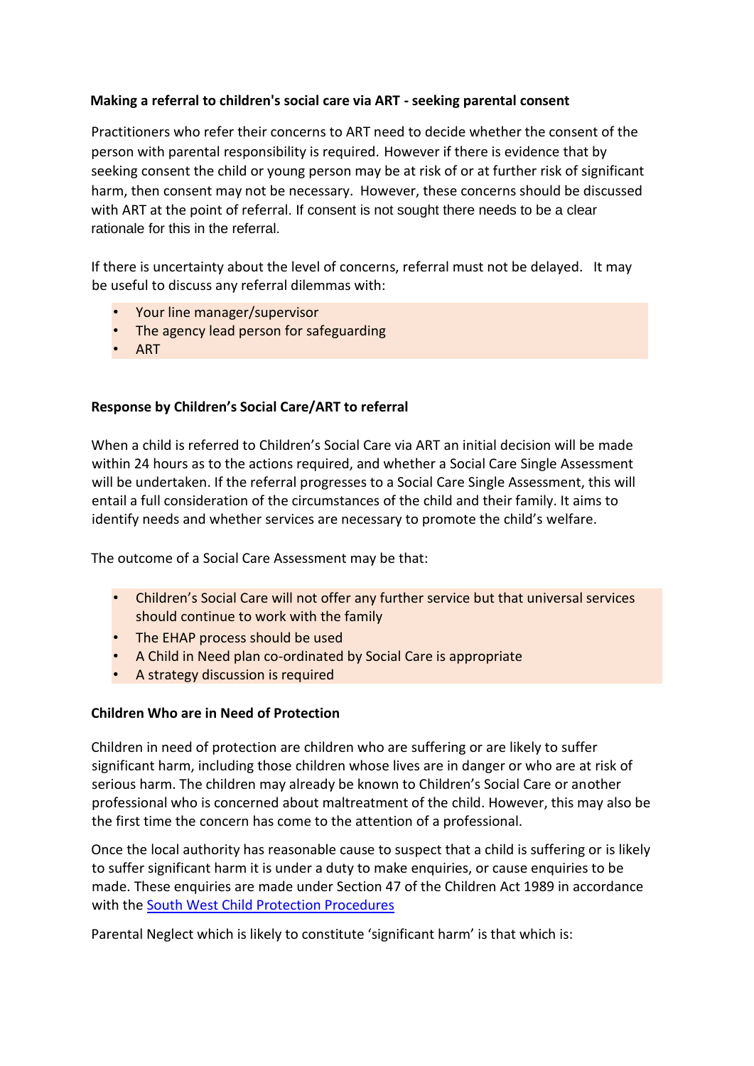**Making a referral to children's social care via ART - seeking parental consent**

Practitioners who refer their concerns to ART need to decide whether the consent of the person with parental responsibility is required. However if there is evidence that by seeking consent the child or young person may be at risk of or at further risk of significant harm, then consent may not be necessary. However, these concerns should be discussed with ART at the point of referral. If consent is not sought there needs to be a clear rationale for this in the referral.

If there is uncertainty about the level of concerns, referral must not be delayed. It may be useful to discuss any referral dilemmas with:

- Your line manager/supervisor
- The agency lead person for safeguarding
- ART

**Response by Children's Social Care/ART to referral**

When a child is referred to Children's Social Care via ART an initial decision will be made within 24 hours as to the actions required, and whether a Social Care Single Assessment will be undertaken. If the referral progresses to a Social Care Single Assessment, this will entail a full consideration of the circumstances of the child and their family. It aims to identify needs and whether services are necessary to promote the child's welfare.

The outcome of a Social Care Assessment may be that:

- Children's Social Care will not offer any further service but that universal services should continue to work with the family
- The EHAP process should be used
- A Child in Need plan co-ordinated by Social Care is appropriate
- A strategy discussion is required

**Children Who are in Need of Protection**

Children in need of protection are children who are suffering or are likely to suffer significant harm, including those children whose lives are in danger or who are at risk of serious harm. The children may already be known to Children's Social Care or another professional who is concerned about maltreatment of the child. However, this may also be the first time the concern has come to the attention of a professional.

Once the local authority has reasonable cause to suspect that a child is suffering or is likely to suffer significant harm it is under a duty to make enquiries, or cause enquiries to be made. These enquiries are made under Section 47 of the Children Act 1989 in accordance with the South West Child Protection Procedures

Parental Neglect which is likely to constitute 'significant harm' is that which is: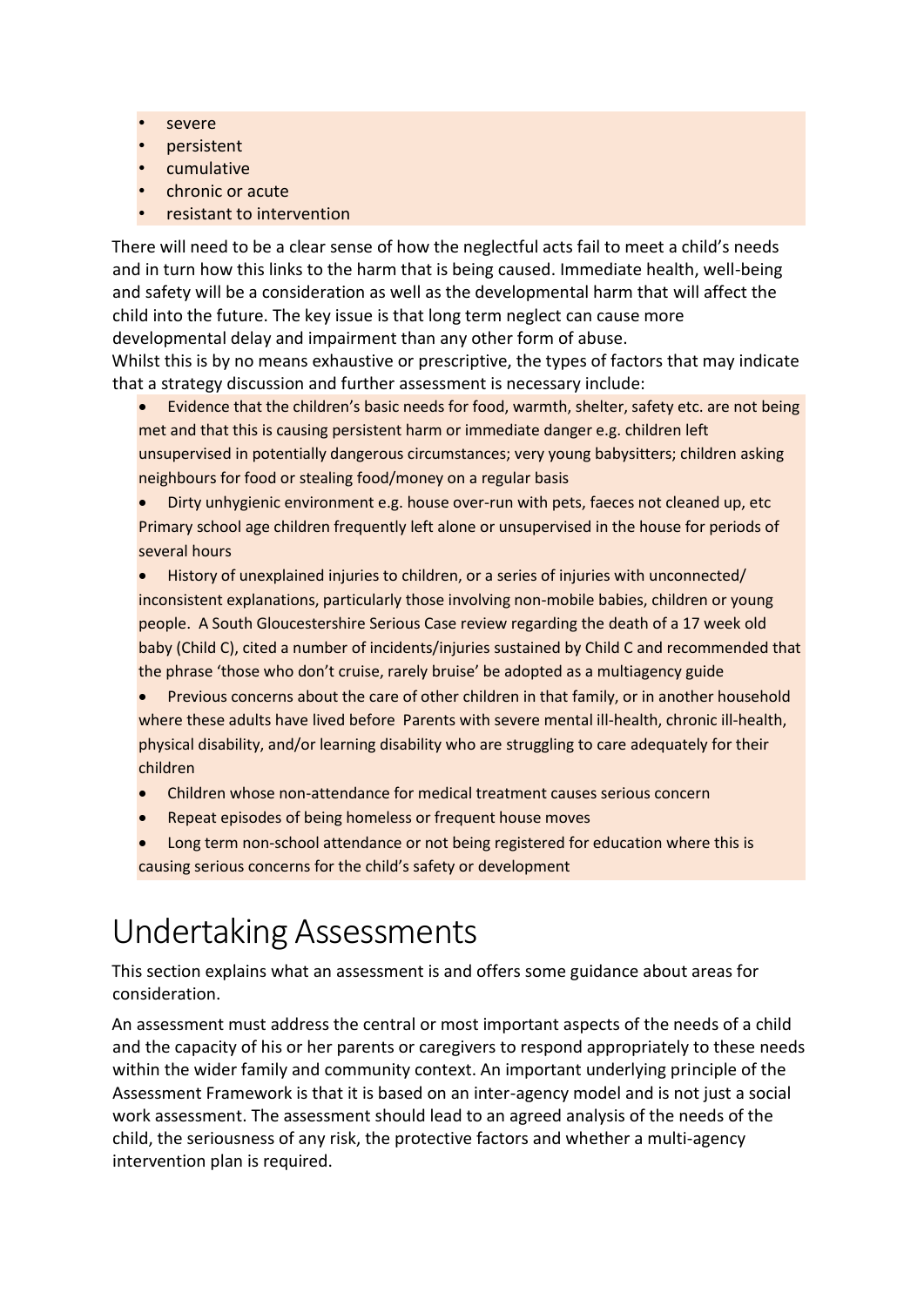- severe
- persistent
- cumulative
- chronic or acute
- resistant to intervention

There will need to be a clear sense of how the neglectful acts fail to meet a child's needs and in turn how this links to the harm that is being caused. Immediate health, well-being and safety will be a consideration as well as the developmental harm that will affect the child into the future. The key issue is that long term neglect can cause more developmental delay and impairment than any other form of abuse.
Whilst this is by no means exhaustive or prescriptive, the types of factors that may indicate that a strategy discussion and further assessment is necessary include:

- Evidence that the children's basic needs for food, warmth, shelter, safety etc. are not being met and that this is causing persistent harm or immediate danger e.g. children left unsupervised in potentially dangerous circumstances; very young babysitters; children asking neighbours for food or stealing food/money on a regular basis
- Dirty unhygienic environment e.g. house over-run with pets, faeces not cleaned up, etc Primary school age children frequently left alone or unsupervised in the house for periods of several hours
- History of unexplained injuries to children, or a series of injuries with unconnected/ inconsistent explanations, particularly those involving non-mobile babies, children or young people. A South Gloucestershire Serious Case review regarding the death of a 17 week old baby (Child C), cited a number of incidents/injuries sustained by Child C and recommended that the phrase 'those who don't cruise, rarely bruise' be adopted as a multiagency guide
- Previous concerns about the care of other children in that family, or in another household where these adults have lived before Parents with severe mental ill-health, chronic ill-health, physical disability, and/or learning disability who are struggling to care adequately for their children
- Children whose non-attendance for medical treatment causes serious concern
- Repeat episodes of being homeless or frequent house moves
- Long term non-school attendance or not being registered for education where this is causing serious concerns for the child's safety or development

# Undertaking Assessments

This section explains what an assessment is and offers some guidance about areas for consideration.

An assessment must address the central or most important aspects of the needs of a child and the capacity of his or her parents or caregivers to respond appropriately to these needs within the wider family and community context. An important underlying principle of the Assessment Framework is that it is based on an inter-agency model and is not just a social work assessment. The assessment should lead to an agreed analysis of the needs of the child, the seriousness of any risk, the protective factors and whether a multi-agency intervention plan is required.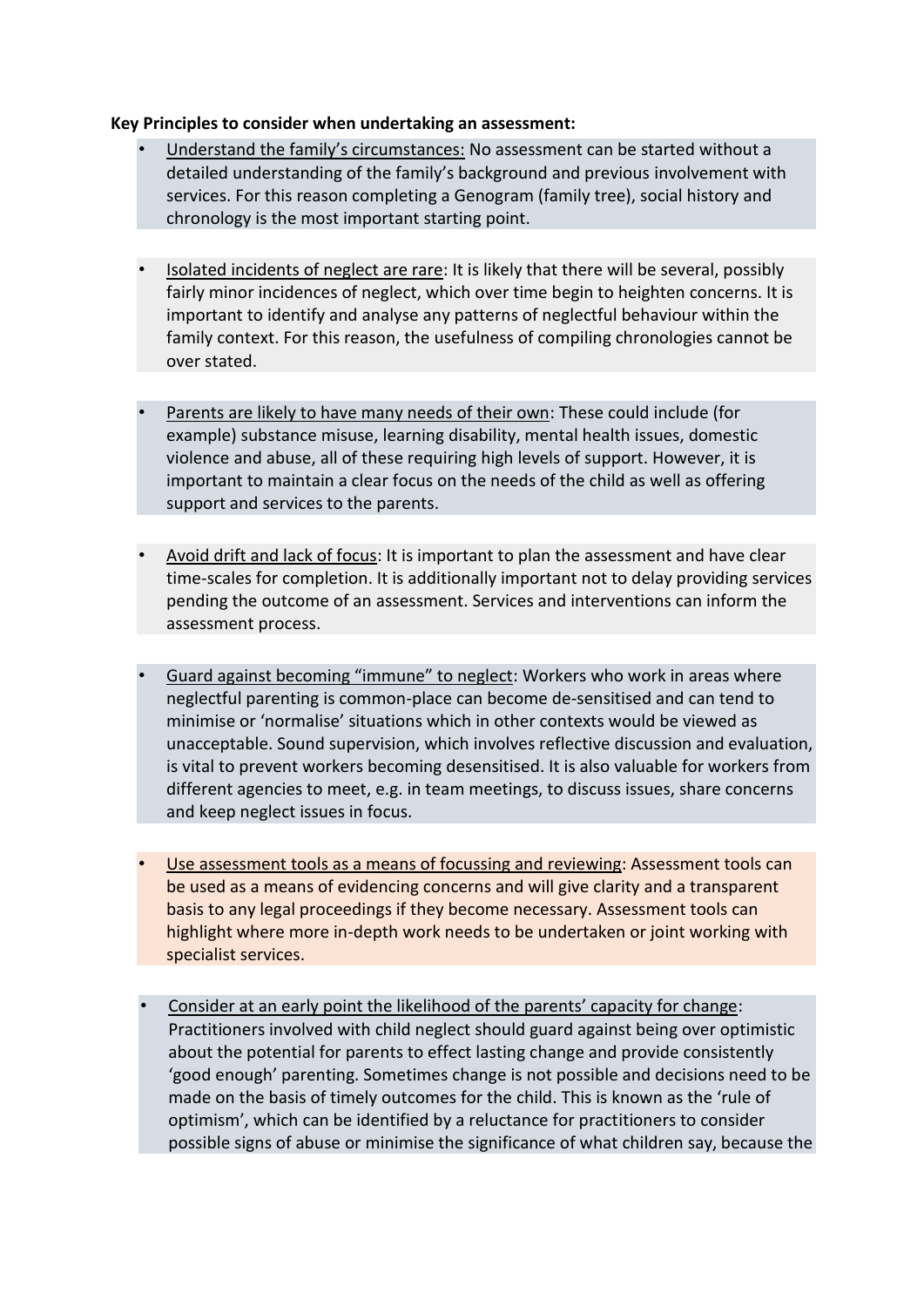**Key Principles to consider when undertaking an assessment:**

- Understand the family's circumstances: No assessment can be started without a detailed understanding of the family's background and previous involvement with services. For this reason completing a Genogram (family tree), social history and chronology is the most important starting point.

- Isolated incidents of neglect are rare: It is likely that there will be several, possibly fairly minor incidences of neglect, which over time begin to heighten concerns. It is important to identify and analyse any patterns of neglectful behaviour within the family context. For this reason, the usefulness of compiling chronologies cannot be over stated.

- Parents are likely to have many needs of their own: These could include (for example) substance misuse, learning disability, mental health issues, domestic violence and abuse, all of these requiring high levels of support. However, it is important to maintain a clear focus on the needs of the child as well as offering support and services to the parents.

- Avoid drift and lack of focus: It is important to plan the assessment and have clear time-scales for completion. It is additionally important not to delay providing services pending the outcome of an assessment. Services and interventions can inform the assessment process.

- Guard against becoming "immune" to neglect: Workers who work in areas where neglectful parenting is common-place can become de-sensitised and can tend to minimise or 'normalise' situations which in other contexts would be viewed as unacceptable. Sound supervision, which involves reflective discussion and evaluation, is vital to prevent workers becoming desensitised. It is also valuable for workers from different agencies to meet, e.g. in team meetings, to discuss issues, share concerns and keep neglect issues in focus.

- Use assessment tools as a means of focussing and reviewing: Assessment tools can be used as a means of evidencing concerns and will give clarity and a transparent basis to any legal proceedings if they become necessary. Assessment tools can highlight where more in-depth work needs to be undertaken or joint working with specialist services.

- Consider at an early point the likelihood of the parents' capacity for change: Practitioners involved with child neglect should guard against being over optimistic about the potential for parents to effect lasting change and provide consistently 'good enough' parenting. Sometimes change is not possible and decisions need to be made on the basis of timely outcomes for the child. This is known as the 'rule of optimism', which can be identified by a reluctance for practitioners to consider possible signs of abuse or minimise the significance of what children say, because the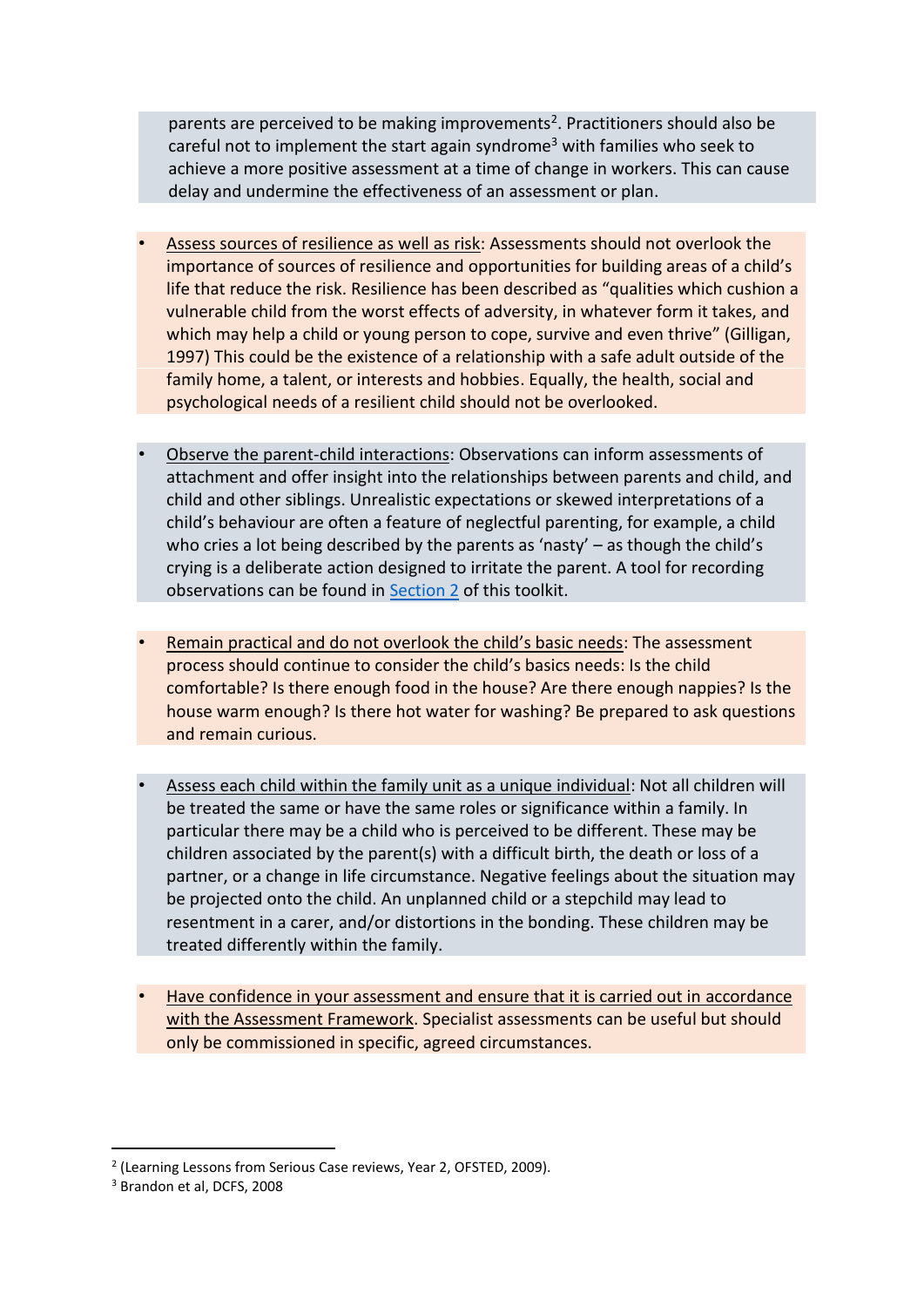parents are perceived to be making improvements[2]. Practitioners should also be careful not to implement the start again syndrome[3] with families who seek to achieve a more positive assessment at a time of change in workers. This can cause delay and undermine the effectiveness of an assessment or plan.

- Assess sources of resilience as well as risk: Assessments should not overlook the importance of sources of resilience and opportunities for building areas of a child's life that reduce the risk. Resilience has been described as "qualities which cushion a vulnerable child from the worst effects of adversity, in whatever form it takes, and which may help a child or young person to cope, survive and even thrive" (Gilligan, 1997) This could be the existence of a relationship with a safe adult outside of the family home, a talent, or interests and hobbies. Equally, the health, social and psychological needs of a resilient child should not be overlooked.

- Observe the parent-child interactions: Observations can inform assessments of attachment and offer insight into the relationships between parents and child, and child and other siblings. Unrealistic expectations or skewed interpretations of a child's behaviour are often a feature of neglectful parenting, for example, a child who cries a lot being described by the parents as 'nasty' – as though the child's crying is a deliberate action designed to irritate the parent. A tool for recording observations can be found in [Section 2] of this toolkit.

- Remain practical and do not overlook the child's basic needs: The assessment process should continue to consider the child's basics needs: Is the child comfortable? Is there enough food in the house? Are there enough nappies? Is the house warm enough? Is there hot water for washing? Be prepared to ask questions and remain curious.

- Assess each child within the family unit as a unique individual: Not all children will be treated the same or have the same roles or significance within a family. In particular there may be a child who is perceived to be different. These may be children associated by the parent(s) with a difficult birth, the death or loss of a partner, or a change in life circumstance. Negative feelings about the situation may be projected onto the child. An unplanned child or a stepchild may lead to resentment in a carer, and/or distortions in the bonding. These children may be treated differently within the family.

- Have confidence in your assessment and ensure that it is carried out in accordance with the Assessment Framework. Specialist assessments can be useful but should only be commissioned in specific, agreed circumstances.

---

[2] (Learning Lessons from Serious Case reviews, Year 2, OFSTED, 2009).

[3] Brandon et al, DCFS, 2008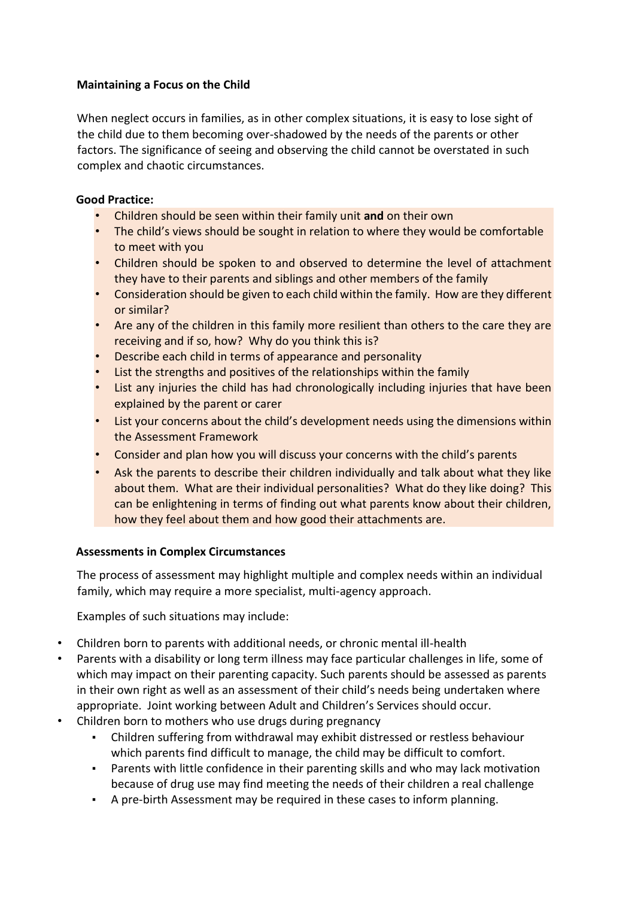**Maintaining a Focus on the Child**

When neglect occurs in families, as in other complex situations, it is easy to lose sight of the child due to them becoming over-shadowed by the needs of the parents or other factors. The significance of seeing and observing the child cannot be overstated in such complex and chaotic circumstances.

**Good Practice:**

- Children should be seen within their family unit **and** on their own
- The child's views should be sought in relation to where they would be comfortable to meet with you
- Children should be spoken to and observed to determine the level of attachment they have to their parents and siblings and other members of the family
- Consideration should be given to each child within the family. How are they different or similar?
- Are any of the children in this family more resilient than others to the care they are receiving and if so, how? Why do you think this is?
- Describe each child in terms of appearance and personality
- List the strengths and positives of the relationships within the family
- List any injuries the child has had chronologically including injuries that have been explained by the parent or carer
- List your concerns about the child's development needs using the dimensions within the Assessment Framework
- Consider and plan how you will discuss your concerns with the child's parents
- Ask the parents to describe their children individually and talk about what they like about them. What are their individual personalities? What do they like doing? This can be enlightening in terms of finding out what parents know about their children, how they feel about them and how good their attachments are.

**Assessments in Complex Circumstances**

The process of assessment may highlight multiple and complex needs within an individual family, which may require a more specialist, multi-agency approach.

Examples of such situations may include:

- Children born to parents with additional needs, or chronic mental ill-health
- Parents with a disability or long term illness may face particular challenges in life, some of which may impact on their parenting capacity. Such parents should be assessed as parents in their own right as well as an assessment of their child's needs being undertaken where appropriate. Joint working between Adult and Children's Services should occur.
- Children born to mothers who use drugs during pregnancy
  - Children suffering from withdrawal may exhibit distressed or restless behaviour which parents find difficult to manage, the child may be difficult to comfort.
  - Parents with little confidence in their parenting skills and who may lack motivation because of drug use may find meeting the needs of their children a real challenge
  - A pre-birth Assessment may be required in these cases to inform planning.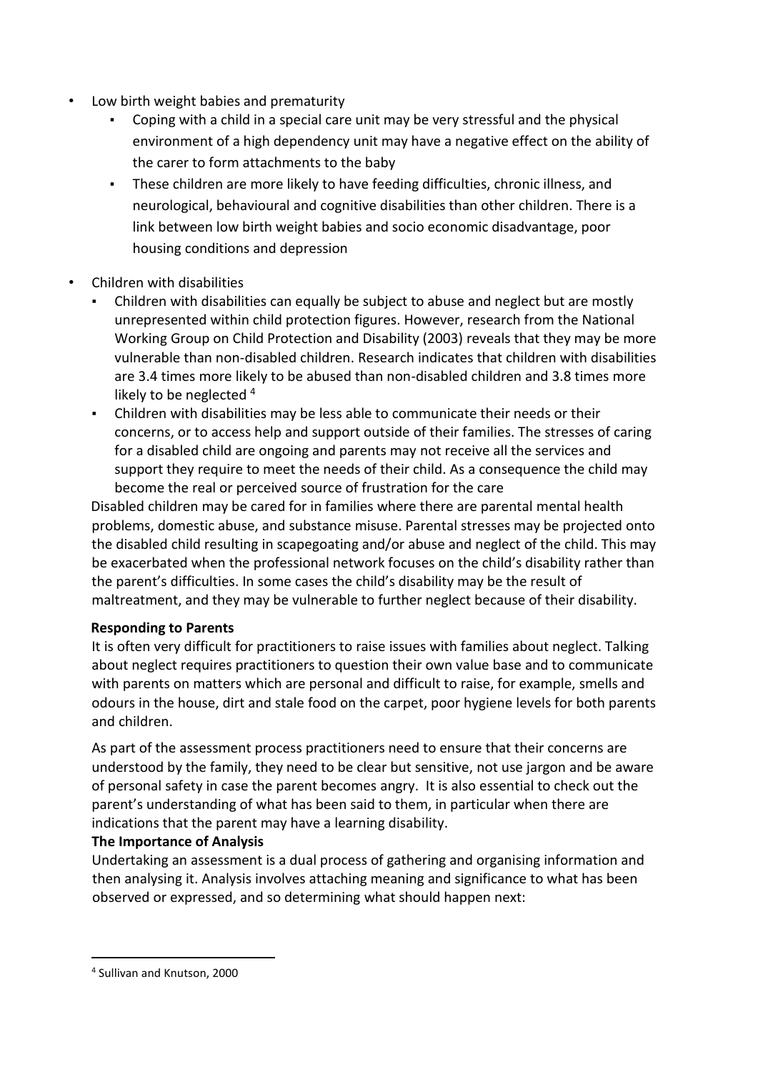- Low birth weight babies and prematurity
  - Coping with a child in a special care unit may be very stressful and the physical environment of a high dependency unit may have a negative effect on the ability of the carer to form attachments to the baby
  - These children are more likely to have feeding difficulties, chronic illness, and neurological, behavioural and cognitive disabilities than other children. There is a link between low birth weight babies and socio economic disadvantage, poor housing conditions and depression

- Children with disabilities
  - Children with disabilities can equally be subject to abuse and neglect but are mostly unrepresented within child protection figures. However, research from the National Working Group on Child Protection and Disability (2003) reveals that they may be more vulnerable than non-disabled children. Research indicates that children with disabilities are 3.4 times more likely to be abused than non-disabled children and 3.8 times more likely to be neglected [4]
  - Children with disabilities may be less able to communicate their needs or their concerns, or to access help and support outside of their families. The stresses of caring for a disabled child are ongoing and parents may not receive all the services and support they require to meet the needs of their child. As a consequence the child may become the real or perceived source of frustration for the care

  Disabled children may be cared for in families where there are parental mental health problems, domestic abuse, and substance misuse. Parental stresses may be projected onto the disabled child resulting in scapegoating and/or abuse and neglect of the child. This may be exacerbated when the professional network focuses on the child's disability rather than the parent's difficulties. In some cases the child's disability may be the result of maltreatment, and they may be vulnerable to further neglect because of their disability.

**Responding to Parents**

It is often very difficult for practitioners to raise issues with families about neglect. Talking about neglect requires practitioners to question their own value base and to communicate with parents on matters which are personal and difficult to raise, for example, smells and odours in the house, dirt and stale food on the carpet, poor hygiene levels for both parents and children.

As part of the assessment process practitioners need to ensure that their concerns are understood by the family, they need to be clear but sensitive, not use jargon and be aware of personal safety in case the parent becomes angry. It is also essential to check out the parent's understanding of what has been said to them, in particular when there are indications that the parent may have a learning disability.

**The Importance of Analysis**

Undertaking an assessment is a dual process of gathering and organising information and then analysing it. Analysis involves attaching meaning and significance to what has been observed or expressed, and so determining what should happen next:

---

[4] Sullivan and Knutson, 2000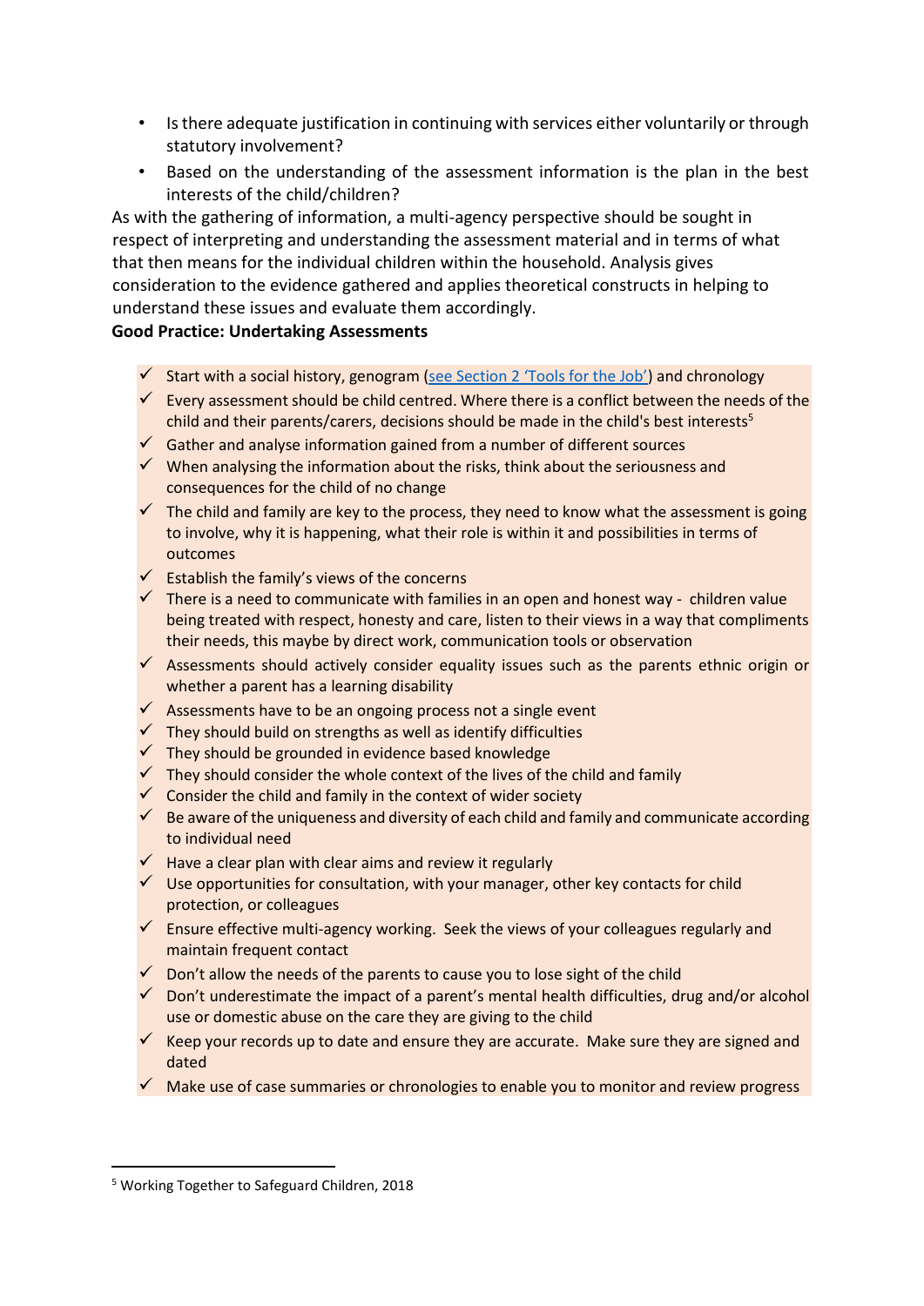- Is there adequate justification in continuing with services either voluntarily or through statutory involvement?
- Based on the understanding of the assessment information is the plan in the best interests of the child/children?

As with the gathering of information, a multi-agency perspective should be sought in respect of interpreting and understanding the assessment material and in terms of what that then means for the individual children within the household. Analysis gives consideration to the evidence gathered and applies theoretical constructs in helping to understand these issues and evaluate them accordingly.

**Good Practice: Undertaking Assessments**

- ✓ Start with a social history, genogram (see Section 2 'Tools for the Job') and chronology
- ✓ Every assessment should be child centred. Where there is a conflict between the needs of the child and their parents/carers, decisions should be made in the child's best interests[5]
- ✓ Gather and analyse information gained from a number of different sources
- ✓ When analysing the information about the risks, think about the seriousness and consequences for the child of no change
- ✓ The child and family are key to the process, they need to know what the assessment is going to involve, why it is happening, what their role is within it and possibilities in terms of outcomes
- ✓ Establish the family's views of the concerns
- ✓ There is a need to communicate with families in an open and honest way - children value being treated with respect, honesty and care, listen to their views in a way that compliments their needs, this maybe by direct work, communication tools or observation
- ✓ Assessments should actively consider equality issues such as the parents ethnic origin or whether a parent has a learning disability
- ✓ Assessments have to be an ongoing process not a single event
- ✓ They should build on strengths as well as identify difficulties
- ✓ They should be grounded in evidence based knowledge
- ✓ They should consider the whole context of the lives of the child and family
- ✓ Consider the child and family in the context of wider society
- ✓ Be aware of the uniqueness and diversity of each child and family and communicate according to individual need
- ✓ Have a clear plan with clear aims and review it regularly
- ✓ Use opportunities for consultation, with your manager, other key contacts for child protection, or colleagues
- ✓ Ensure effective multi-agency working. Seek the views of your colleagues regularly and maintain frequent contact
- ✓ Don't allow the needs of the parents to cause you to lose sight of the child
- ✓ Don't underestimate the impact of a parent's mental health difficulties, drug and/or alcohol use or domestic abuse on the care they are giving to the child
- ✓ Keep your records up to date and ensure they are accurate. Make sure they are signed and dated
- ✓ Make use of case summaries or chronologies to enable you to monitor and review progress

[5] Working Together to Safeguard Children, 2018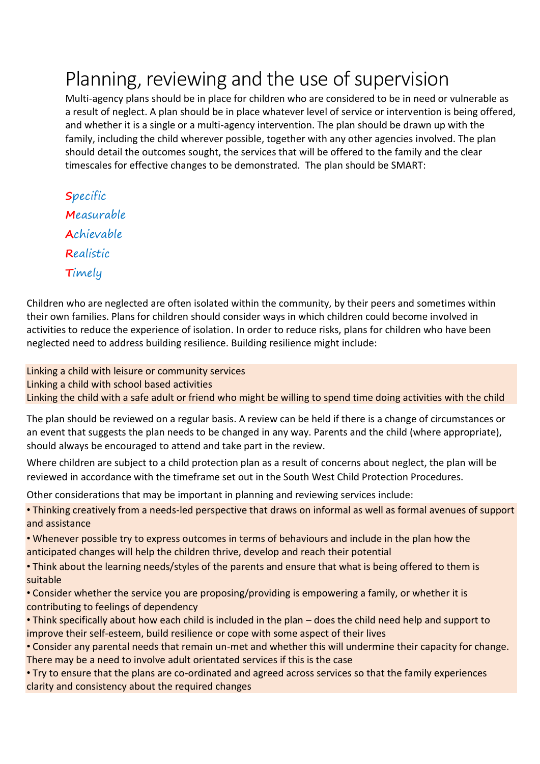# Planning, reviewing and the use of supervision

Multi-agency plans should be in place for children who are considered to be in need or vulnerable as a result of neglect. A plan should be in place whatever level of service or intervention is being offered, and whether it is a single or a multi-agency intervention. The plan should be drawn up with the family, including the child wherever possible, together with any other agencies involved. The plan should detail the outcomes sought, the services that will be offered to the family and the clear timescales for effective changes to be demonstrated. The plan should be SMART:

**S**pecific
**M**easurable
**A**chievable
**R**ealistic
**T**imely

Children who are neglected are often isolated within the community, by their peers and sometimes within their own families. Plans for children should consider ways in which children could become involved in activities to reduce the experience of isolation. In order to reduce risks, plans for children who have been neglected need to address building resilience. Building resilience might include:

Linking a child with leisure or community services
Linking a child with school based activities
Linking the child with a safe adult or friend who might be willing to spend time doing activities with the child

The plan should be reviewed on a regular basis. A review can be held if there is a change of circumstances or an event that suggests the plan needs to be changed in any way. Parents and the child (where appropriate), should always be encouraged to attend and take part in the review.

Where children are subject to a child protection plan as a result of concerns about neglect, the plan will be reviewed in accordance with the timeframe set out in the South West Child Protection Procedures.

Other considerations that may be important in planning and reviewing services include:

- Thinking creatively from a needs-led perspective that draws on informal as well as formal avenues of support and assistance
- Whenever possible try to express outcomes in terms of behaviours and include in the plan how the anticipated changes will help the children thrive, develop and reach their potential
- Think about the learning needs/styles of the parents and ensure that what is being offered to them is suitable
- Consider whether the service you are proposing/providing is empowering a family, or whether it is contributing to feelings of dependency
- Think specifically about how each child is included in the plan – does the child need help and support to improve their self-esteem, build resilience or cope with some aspect of their lives
- Consider any parental needs that remain un-met and whether this will undermine their capacity for change. There may be a need to involve adult orientated services if this is the case
- Try to ensure that the plans are co-ordinated and agreed across services so that the family experiences clarity and consistency about the required changes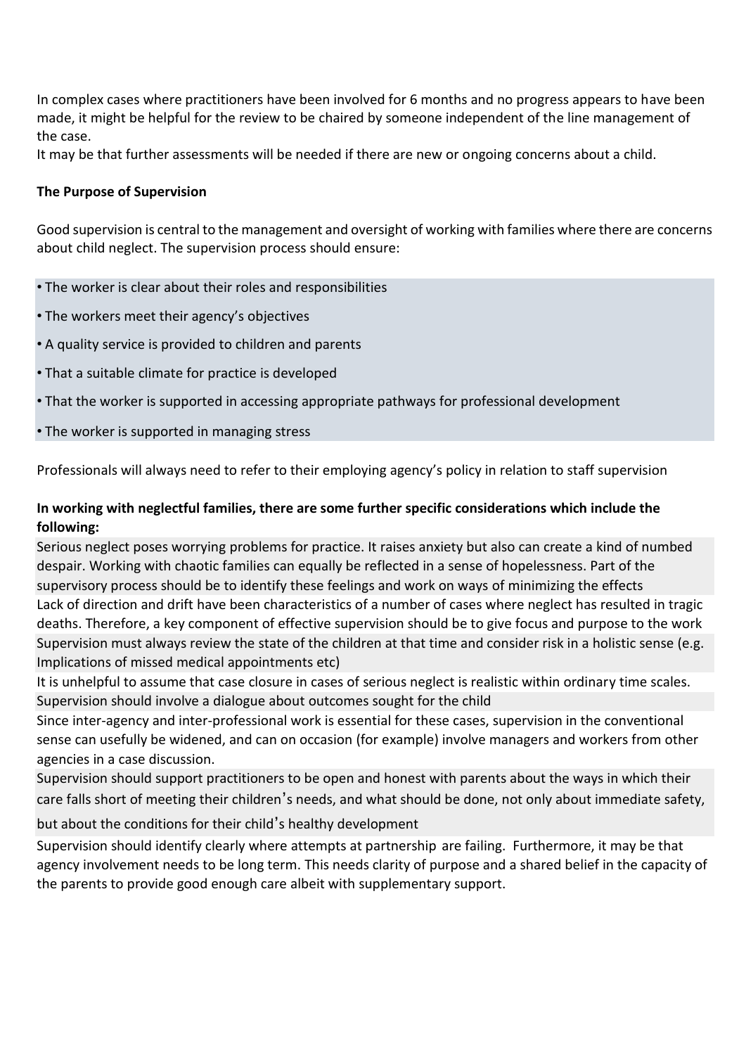In complex cases where practitioners have been involved for 6 months and no progress appears to have been made, it might be helpful for the review to be chaired by someone independent of the line management of the case.

It may be that further assessments will be needed if there are new or ongoing concerns about a child.

**The Purpose of Supervision**

Good supervision is central to the management and oversight of working with families where there are concerns about child neglect. The supervision process should ensure:

- The worker is clear about their roles and responsibilities
- The workers meet their agency's objectives
- A quality service is provided to children and parents
- That a suitable climate for practice is developed
- That the worker is supported in accessing appropriate pathways for professional development
- The worker is supported in managing stress

Professionals will always need to refer to their employing agency's policy in relation to staff supervision

**In working with neglectful families, there are some further specific considerations which include the following:**

Serious neglect poses worrying problems for practice. It raises anxiety but also can create a kind of numbed despair. Working with chaotic families can equally be reflected in a sense of hopelessness. Part of the supervisory process should be to identify these feelings and work on ways of minimizing the effects

Lack of direction and drift have been characteristics of a number of cases where neglect has resulted in tragic deaths. Therefore, a key component of effective supervision should be to give focus and purpose to the work

Supervision must always review the state of the children at that time and consider risk in a holistic sense (e.g. Implications of missed medical appointments etc)

It is unhelpful to assume that case closure in cases of serious neglect is realistic within ordinary time scales.

Supervision should involve a dialogue about outcomes sought for the child

Since inter-agency and inter-professional work is essential for these cases, supervision in the conventional sense can usefully be widened, and can on occasion (for example) involve managers and workers from other agencies in a case discussion.

Supervision should support practitioners to be open and honest with parents about the ways in which their care falls short of meeting their children's needs, and what should be done, not only about immediate safety, but about the conditions for their child's healthy development

Supervision should identify clearly where attempts at partnership are failing. Furthermore, it may be that agency involvement needs to be long term. This needs clarity of purpose and a shared belief in the capacity of the parents to provide good enough care albeit with supplementary support.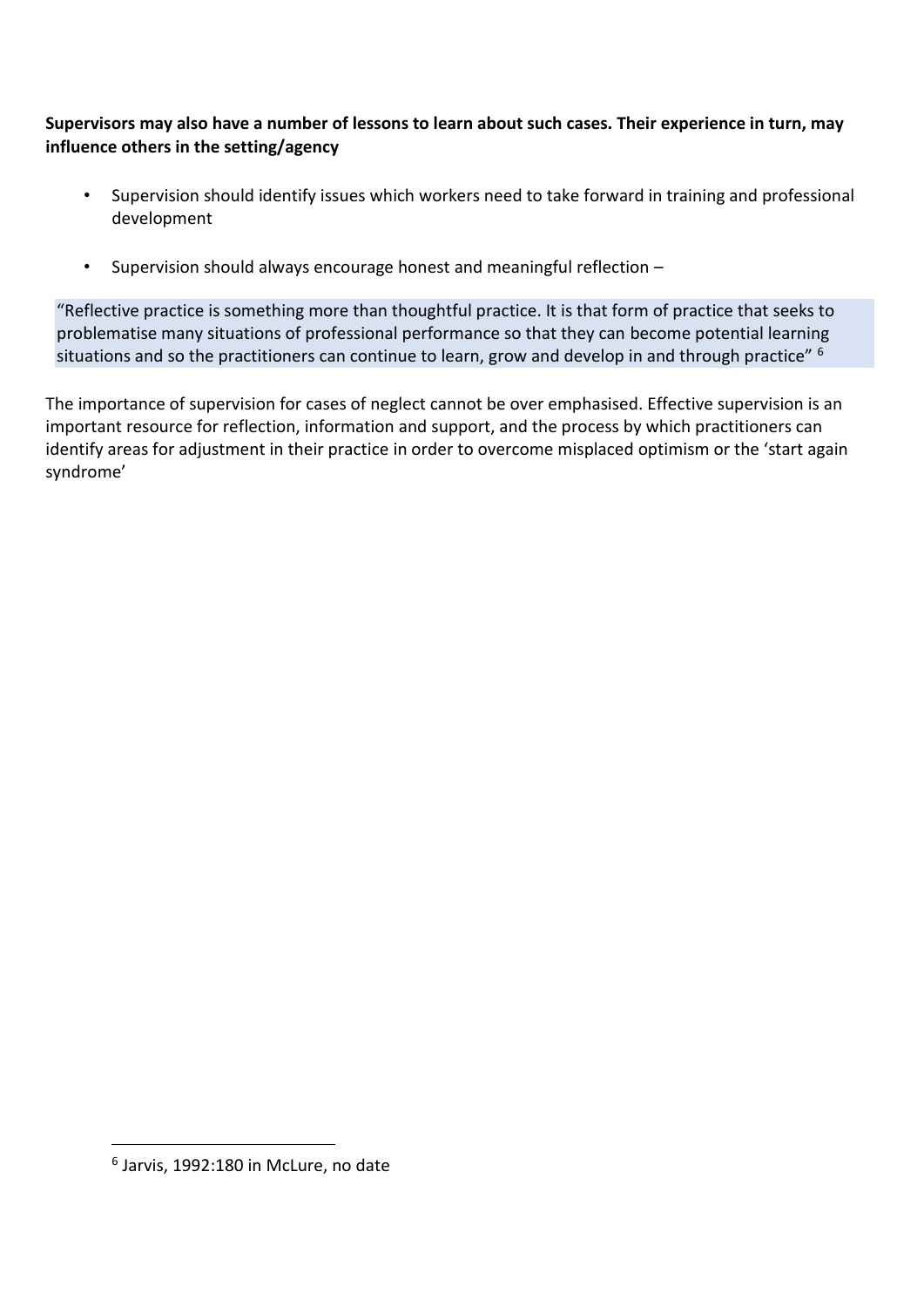**Supervisors may also have a number of lessons to learn about such cases. Their experience in turn, may influence others in the setting/agency**

- Supervision should identify issues which workers need to take forward in training and professional development
- Supervision should always encourage honest and meaningful reflection –

> "Reflective practice is something more than thoughtful practice. It is that form of practice that seeks to problematise many situations of professional performance so that they can become potential learning situations and so the practitioners can continue to learn, grow and develop in and through practice" [6]

The importance of supervision for cases of neglect cannot be over emphasised. Effective supervision is an important resource for reflection, information and support, and the process by which practitioners can identify areas for adjustment in their practice in order to overcome misplaced optimism or the 'start again syndrome'

[6] Jarvis, 1992:180 in McLure, no date